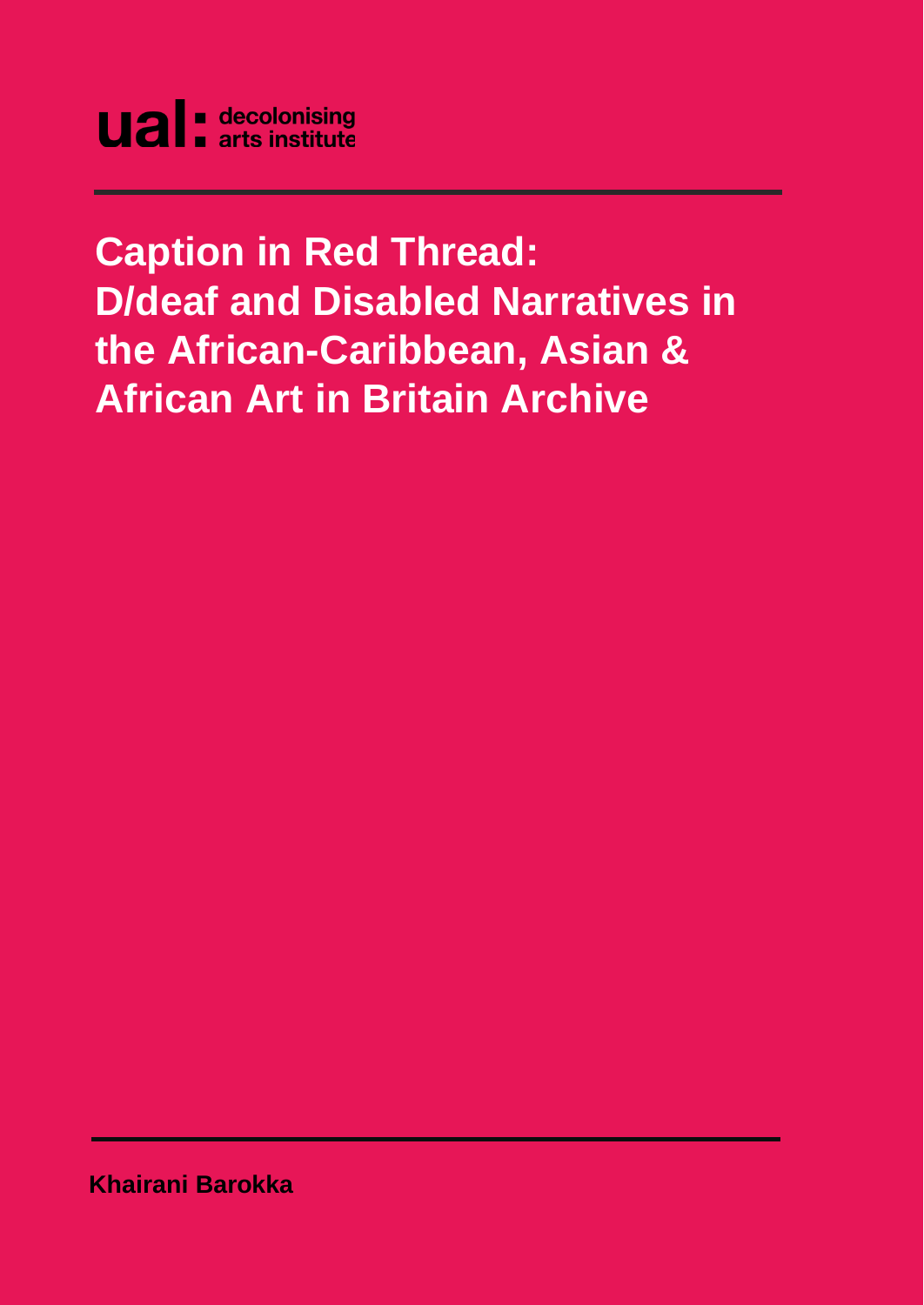ual: decolonising arts institute

# Caption in Red Thread: D/deaf and Disabled Narratives in the African-Caribbean, Asian & African Art in Britain Archive

Khairani Barokka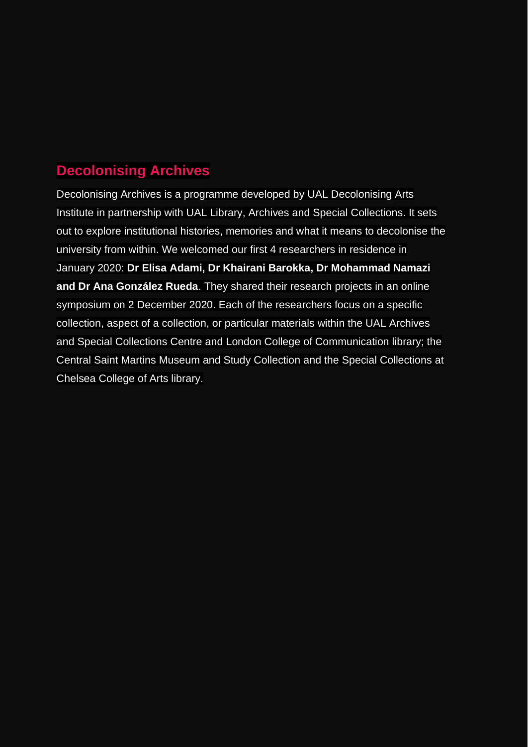## Decolonising Archives

Decolonising Archives is a programme developed by UAL Decolonising Arts Institute in partnership with UAL Library, Archives and Special Collections. It sets out to explore institutional histories, memories and what it means to decolonise the university from within. We welcomed our first 4 researchers in residence in January 2020: **Dr Elisa Adami, Dr Khairani Barokka, Dr Mohammad Namazi and Dr Ana González Rueda**. They shared their research projects in an online symposium on 2 December 2020. Each of the researchers focus on a specific collection, aspect of a collection, or particular materials within the UAL Archives and Special Collections Centre and London College of Communication library; the Central Saint Martins Museum and Study Collection and the Special Collections at Chelsea College of Arts library.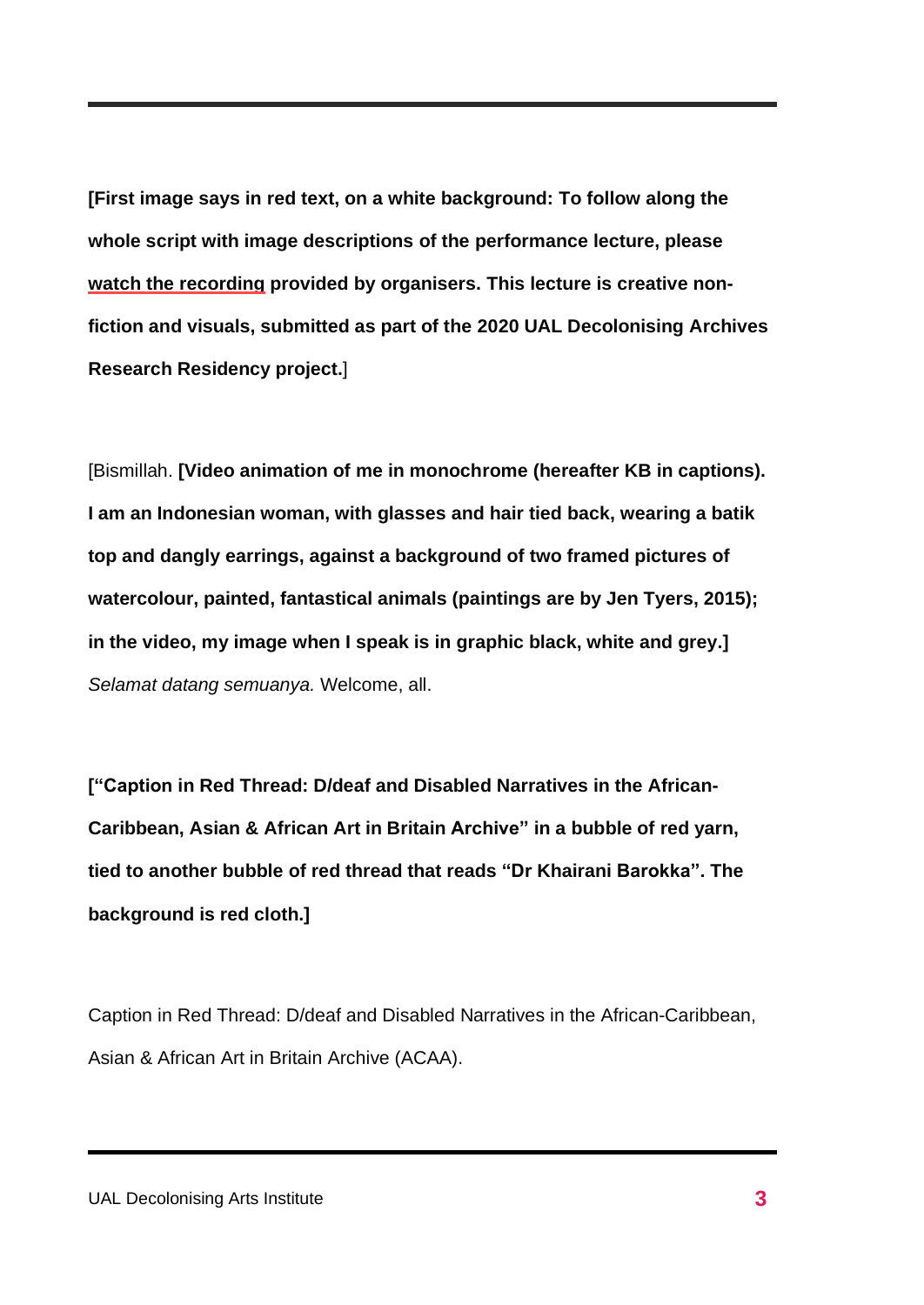**[First image says in red text, on a white background: To follow along the whole script with image descriptions of the performance lecture, please watch the recording provided by organisers. This lecture is creative non-fiction and visuals, submitted as part of the 2020 UAL Decolonising Archives Research Residency project.**]

[Bismillah. **[Video animation of me in monochrome (hereafter KB in captions). I am an Indonesian woman, with glasses and hair tied back, wearing a batik top and dangly earrings, against a background of two framed pictures of watercolour, painted, fantastical animals (paintings are by Jen Tyers, 2015); in the video, my image when I speak is in graphic black, white and grey.]** *Selamat datang semuanya.* Welcome, all.

**["Caption in Red Thread: D/deaf and Disabled Narratives in the African-Caribbean, Asian & African Art in Britain Archive" in a bubble of red yarn, tied to another bubble of red thread that reads "Dr Khairani Barokka". The background is red cloth.]**

Caption in Red Thread: D/deaf and Disabled Narratives in the African-Caribbean, Asian & African Art in Britain Archive (ACAA).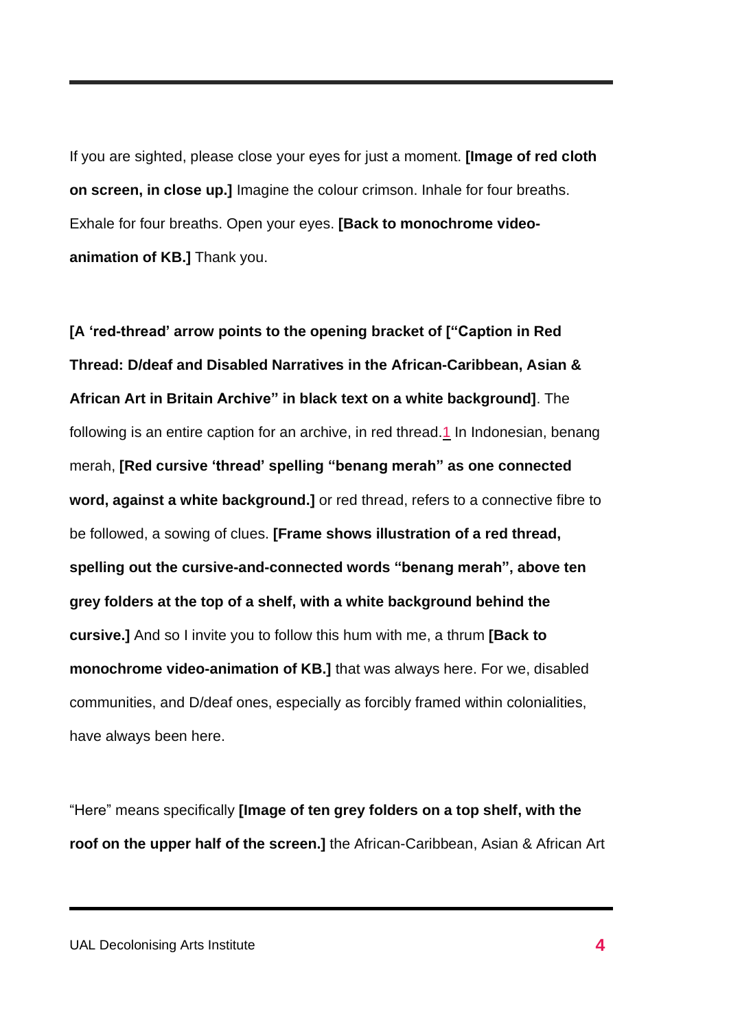If you are sighted, please close your eyes for just a moment. **[Image of red cloth on screen, in close up.]** Imagine the colour crimson. Inhale for four breaths. Exhale for four breaths. Open your eyes. **[Back to monochrome video-animation of KB.]** Thank you.

**[A 'red-thread' arrow points to the opening bracket of ["Caption in Red Thread: D/deaf and Disabled Narratives in the African-Caribbean, Asian & African Art in Britain Archive" in black text on a white background]**. The following is an entire caption for an archive, in red thread.[1] In Indonesian, benang merah, **[Red cursive 'thread' spelling "benang merah" as one connected word, against a white background.]** or red thread, refers to a connective fibre to be followed, a sowing of clues. **[Frame shows illustration of a red thread, spelling out the cursive-and-connected words "benang merah", above ten grey folders at the top of a shelf, with a white background behind the cursive.]** And so I invite you to follow this hum with me, a thrum **[Back to monochrome video-animation of KB.]** that was always here. For we, disabled communities, and D/deaf ones, especially as forcibly framed within colonialities, have always been here.

"Here" means specifically **[Image of ten grey folders on a top shelf, with the roof on the upper half of the screen.]** the African-Caribbean, Asian & African Art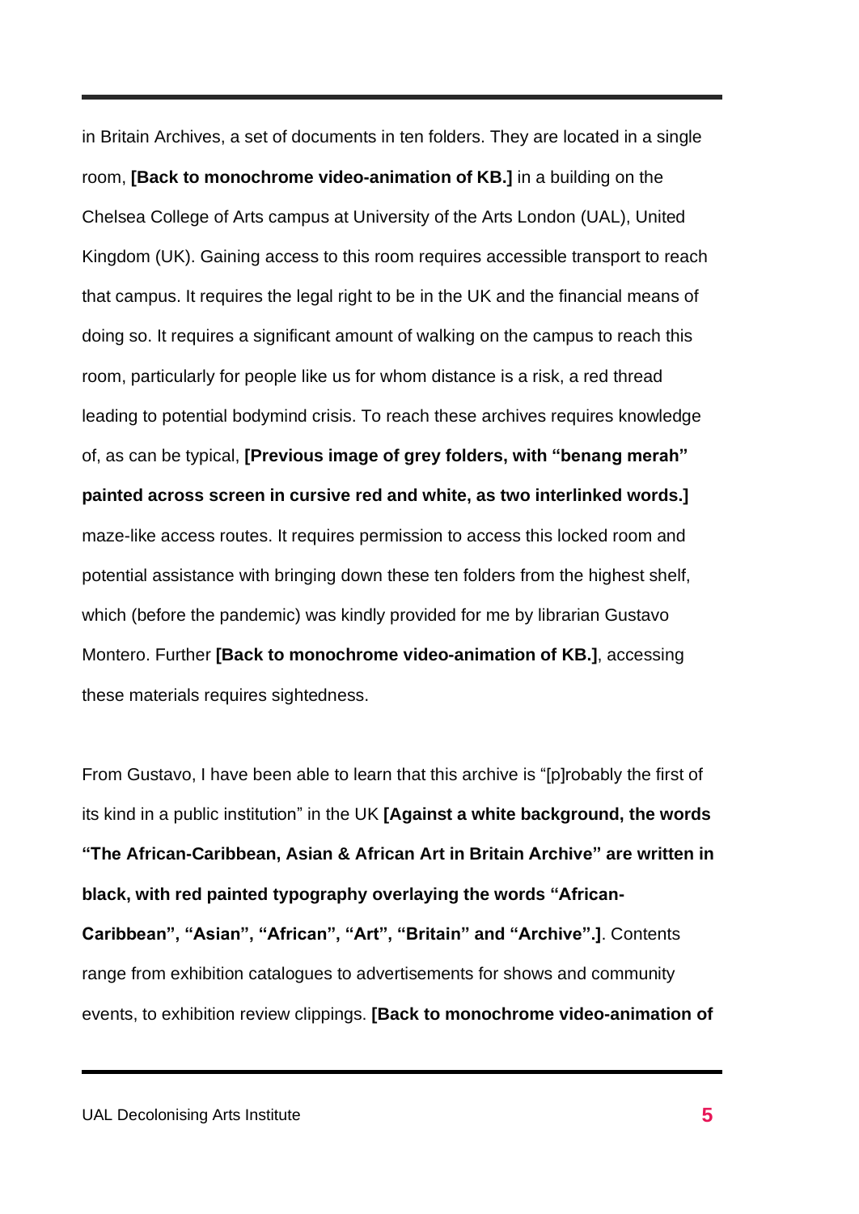in Britain Archives, a set of documents in ten folders. They are located in a single room, **[Back to monochrome video-animation of KB.]** in a building on the Chelsea College of Arts campus at University of the Arts London (UAL), United Kingdom (UK). Gaining access to this room requires accessible transport to reach that campus. It requires the legal right to be in the UK and the financial means of doing so. It requires a significant amount of walking on the campus to reach this room, particularly for people like us for whom distance is a risk, a red thread leading to potential bodymind crisis. To reach these archives requires knowledge of, as can be typical, **[Previous image of grey folders, with "benang merah" painted across screen in cursive red and white, as two interlinked words.]** maze-like access routes. It requires permission to access this locked room and potential assistance with bringing down these ten folders from the highest shelf, which (before the pandemic) was kindly provided for me by librarian Gustavo Montero. Further **[Back to monochrome video-animation of KB.]**, accessing these materials requires sightedness.

From Gustavo, I have been able to learn that this archive is "[p]robably the first of its kind in a public institution" in the UK **[Against a white background, the words "The African-Caribbean, Asian & African Art in Britain Archive" are written in black, with red painted typography overlaying the words "African-Caribbean", "Asian", "African", "Art", "Britain" and "Archive".]**. Contents range from exhibition catalogues to advertisements for shows and community events, to exhibition review clippings. **[Back to monochrome video-animation of**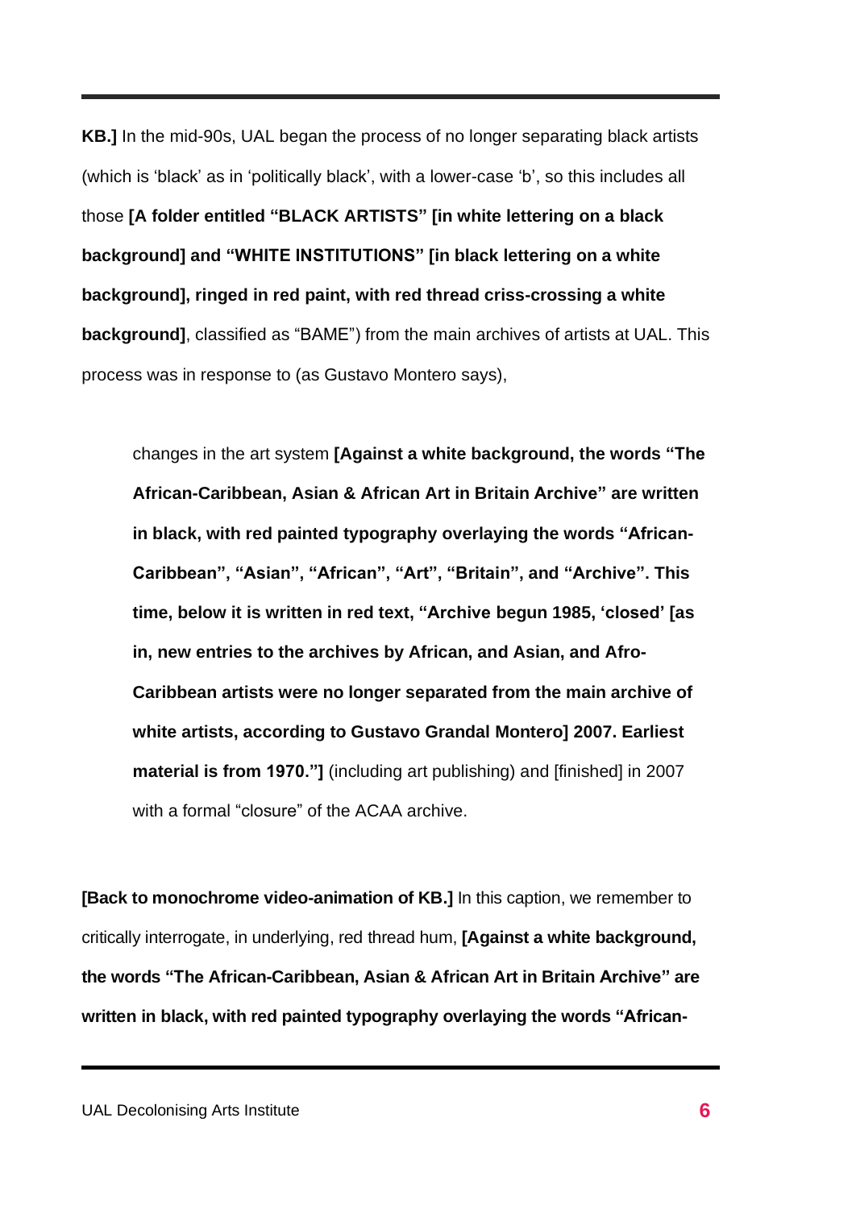**KB.]** In the mid-90s, UAL began the process of no longer separating black artists (which is 'black' as in 'politically black', with a lower-case 'b', so this includes all those **[A folder entitled "BLACK ARTISTS" [in white lettering on a black background] and "WHITE INSTITUTIONS" [in black lettering on a white background], ringed in red paint, with red thread criss-crossing a white background]**, classified as "BAME") from the main archives of artists at UAL. This process was in response to (as Gustavo Montero says),

> changes in the art system **[Against a white background, the words "The African-Caribbean, Asian & African Art in Britain Archive" are written in black, with red painted typography overlaying the words "African-Caribbean", "Asian", "African", "Art", "Britain", and "Archive". This time, below it is written in red text, "Archive begun 1985, 'closed' [as in, new entries to the archives by African, and Asian, and Afro-Caribbean artists were no longer separated from the main archive of white artists, according to Gustavo Grandal Montero] 2007. Earliest material is from 1970."]** (including art publishing) and [finished] in 2007 with a formal "closure" of the ACAA archive.

**[Back to monochrome video-animation of KB.]** In this caption, we remember to critically interrogate, in underlying, red thread hum, **[Against a white background, the words "The African-Caribbean, Asian & African Art in Britain Archive" are written in black, with red painted typography overlaying the words "African-**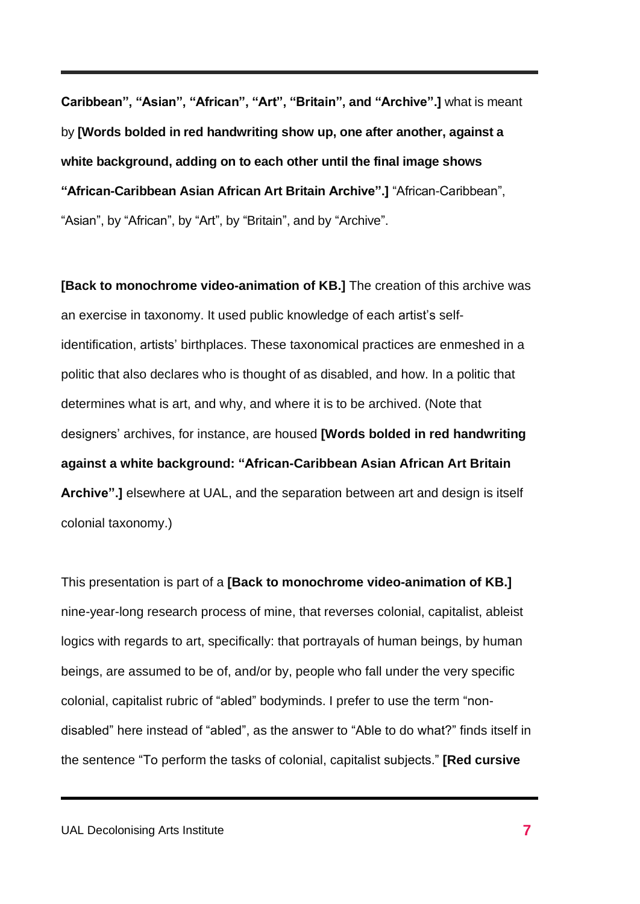**Caribbean", "Asian", "African", "Art", "Britain", and "Archive".]** what is meant by **[Words bolded in red handwriting show up, one after another, against a white background, adding on to each other until the final image shows "African-Caribbean Asian African Art Britain Archive".]** "African-Caribbean", "Asian", by "African", by "Art", by "Britain", and by "Archive".

**[Back to monochrome video-animation of KB.]** The creation of this archive was an exercise in taxonomy. It used public knowledge of each artist's self-identification, artists' birthplaces. These taxonomical practices are enmeshed in a politic that also declares who is thought of as disabled, and how. In a politic that determines what is art, and why, and where it is to be archived. (Note that designers' archives, for instance, are housed **[Words bolded in red handwriting against a white background: "African-Caribbean Asian African Art Britain Archive".]** elsewhere at UAL, and the separation between art and design is itself colonial taxonomy.)

This presentation is part of a **[Back to monochrome video-animation of KB.]** nine-year-long research process of mine, that reverses colonial, capitalist, ableist logics with regards to art, specifically: that portrayals of human beings, by human beings, are assumed to be of, and/or by, people who fall under the very specific colonial, capitalist rubric of "abled" bodyminds. I prefer to use the term "non-disabled" here instead of "abled", as the answer to "Able to do what?" finds itself in the sentence "To perform the tasks of colonial, capitalist subjects." **[Red cursive**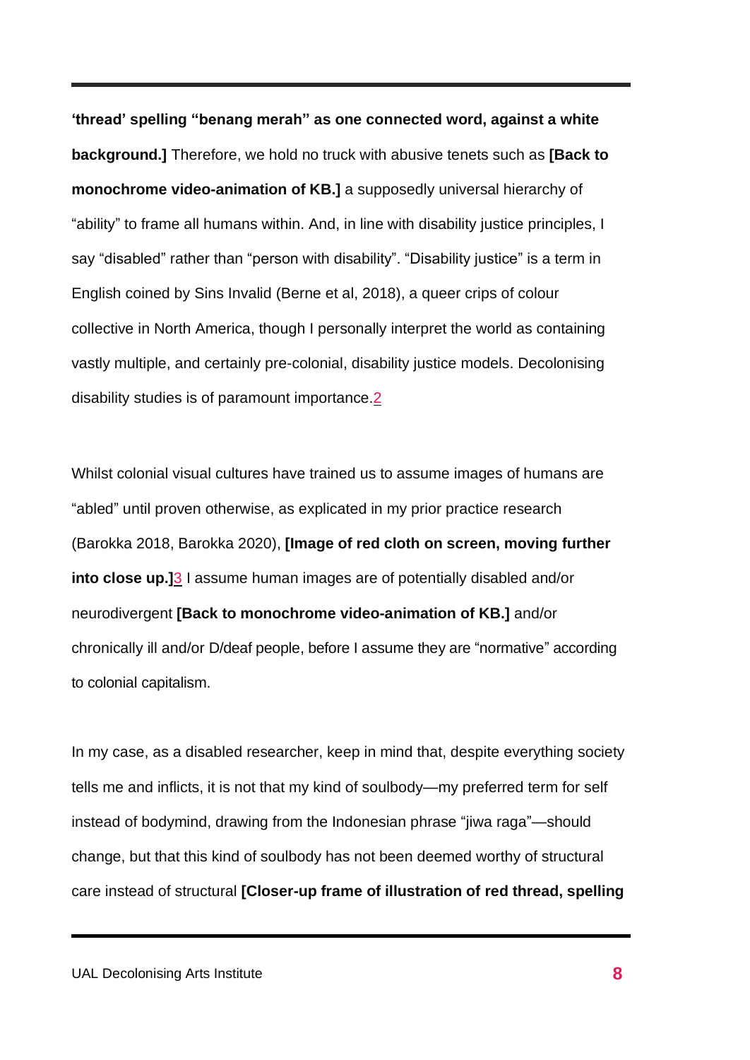**'thread' spelling "benang merah" as one connected word, against a white background.]** Therefore, we hold no truck with abusive tenets such as **[Back to monochrome video-animation of KB.]** a supposedly universal hierarchy of "ability" to frame all humans within. And, in line with disability justice principles, I say "disabled" rather than "person with disability". "Disability justice" is a term in English coined by Sins Invalid (Berne et al, 2018), a queer crips of colour collective in North America, though I personally interpret the world as containing vastly multiple, and certainly pre-colonial, disability justice models. Decolonising disability studies is of paramount importance.[2]

Whilst colonial visual cultures have trained us to assume images of humans are "abled" until proven otherwise, as explicated in my prior practice research (Barokka 2018, Barokka 2020), **[Image of red cloth on screen, moving further into close up.]**[3] I assume human images are of potentially disabled and/or neurodivergent **[Back to monochrome video-animation of KB.]** and/or chronically ill and/or D/deaf people, before I assume they are "normative" according to colonial capitalism.

In my case, as a disabled researcher, keep in mind that, despite everything society tells me and inflicts, it is not that my kind of soulbody—my preferred term for self instead of bodymind, drawing from the Indonesian phrase "jiwa raga"—should change, but that this kind of soulbody has not been deemed worthy of structural care instead of structural **[Closer-up frame of illustration of red thread, spelling**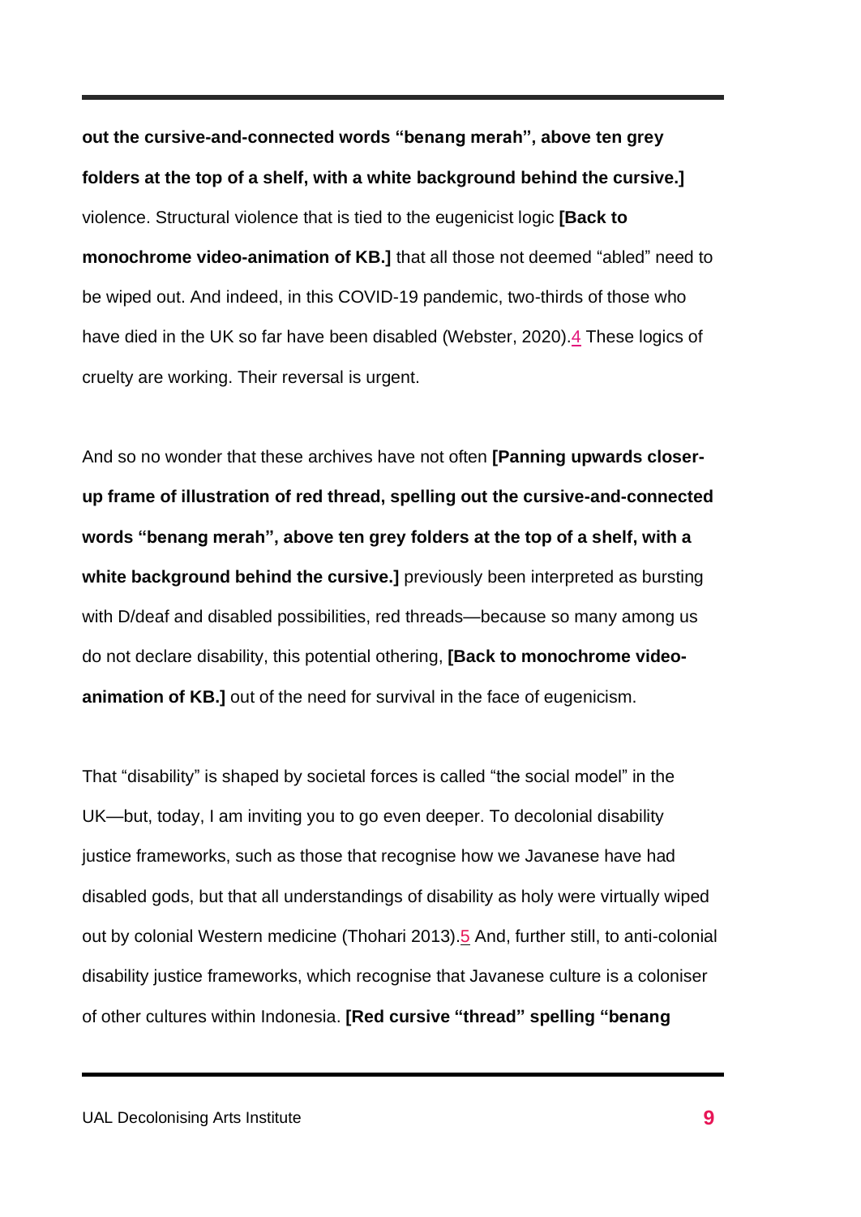**out the cursive-and-connected words "benang merah", above ten grey folders at the top of a shelf, with a white background behind the cursive.]** violence. Structural violence that is tied to the eugenicist logic **[Back to monochrome video-animation of KB.]** that all those not deemed "abled" need to be wiped out. And indeed, in this COVID-19 pandemic, two-thirds of those who have died in the UK so far have been disabled (Webster, 2020).[4] These logics of cruelty are working. Their reversal is urgent.

And so no wonder that these archives have not often **[Panning upwards closer-up frame of illustration of red thread, spelling out the cursive-and-connected words "benang merah", above ten grey folders at the top of a shelf, with a white background behind the cursive.]** previously been interpreted as bursting with D/deaf and disabled possibilities, red threads—because so many among us do not declare disability, this potential othering, **[Back to monochrome video-animation of KB.]** out of the need for survival in the face of eugenicism.

That "disability" is shaped by societal forces is called "the social model" in the UK—but, today, I am inviting you to go even deeper. To decolonial disability justice frameworks, such as those that recognise how we Javanese have had disabled gods, but that all understandings of disability as holy were virtually wiped out by colonial Western medicine (Thohari 2013).[5] And, further still, to anti-colonial disability justice frameworks, which recognise that Javanese culture is a coloniser of other cultures within Indonesia. **[Red cursive "thread" spelling "benang**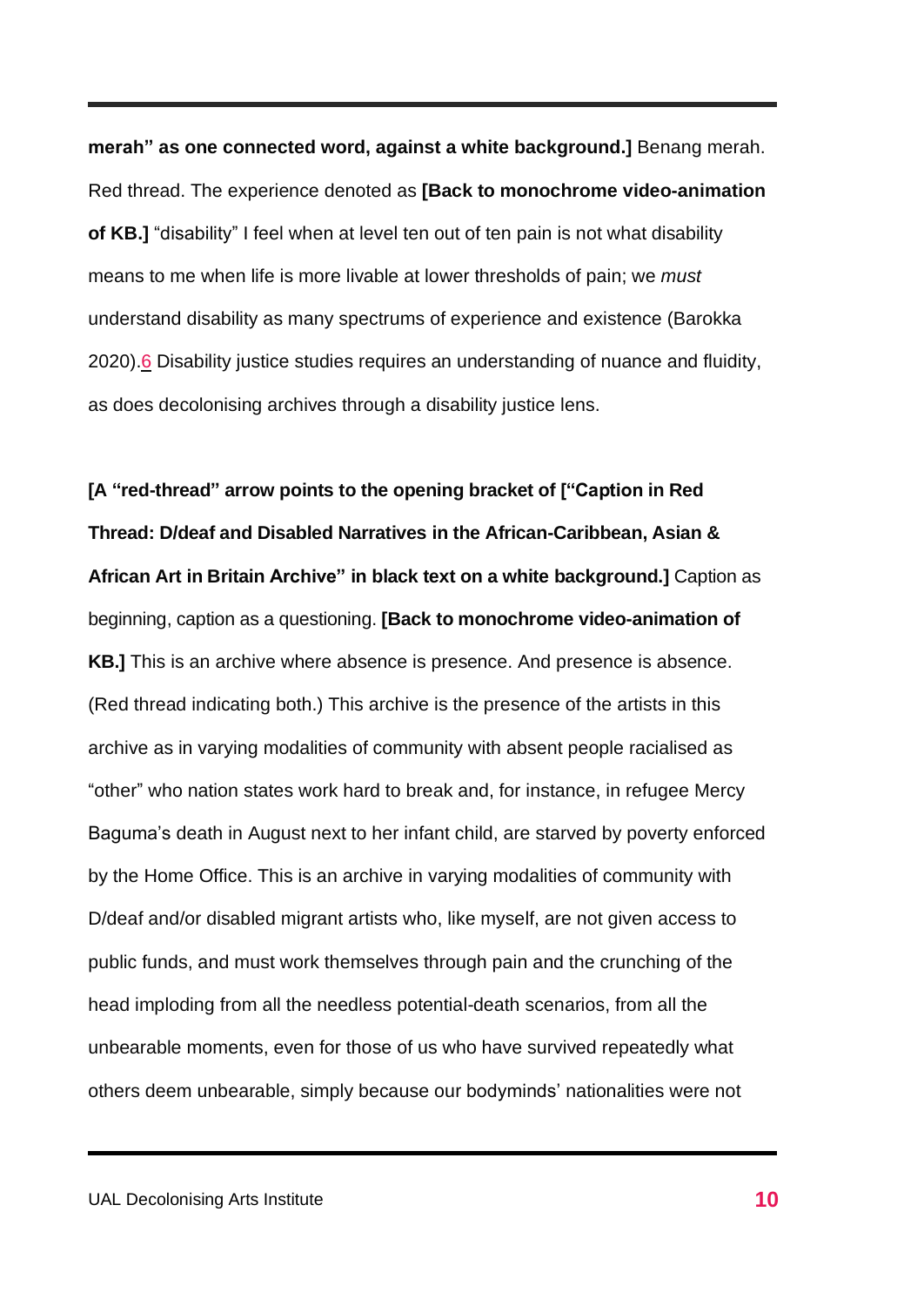**merah" as one connected word, against a white background.]** Benang merah. Red thread. The experience denoted as **[Back to monochrome video-animation of KB.]** "disability" I feel when at level ten out of ten pain is not what disability means to me when life is more livable at lower thresholds of pain; we *must* understand disability as many spectrums of experience and existence (Barokka 2020).[6] Disability justice studies requires an understanding of nuance and fluidity, as does decolonising archives through a disability justice lens.

**[A "red-thread" arrow points to the opening bracket of ["Caption in Red Thread: D/deaf and Disabled Narratives in the African-Caribbean, Asian & African Art in Britain Archive" in black text on a white background.]** Caption as beginning, caption as a questioning. **[Back to monochrome video-animation of KB.]** This is an archive where absence is presence. And presence is absence. (Red thread indicating both.) This archive is the presence of the artists in this archive as in varying modalities of community with absent people racialised as "other" who nation states work hard to break and, for instance, in refugee Mercy Baguma's death in August next to her infant child, are starved by poverty enforced by the Home Office. This is an archive in varying modalities of community with D/deaf and/or disabled migrant artists who, like myself, are not given access to public funds, and must work themselves through pain and the crunching of the head imploding from all the needless potential-death scenarios, from all the unbearable moments, even for those of us who have survived repeatedly what others deem unbearable, simply because our bodyminds' nationalities were not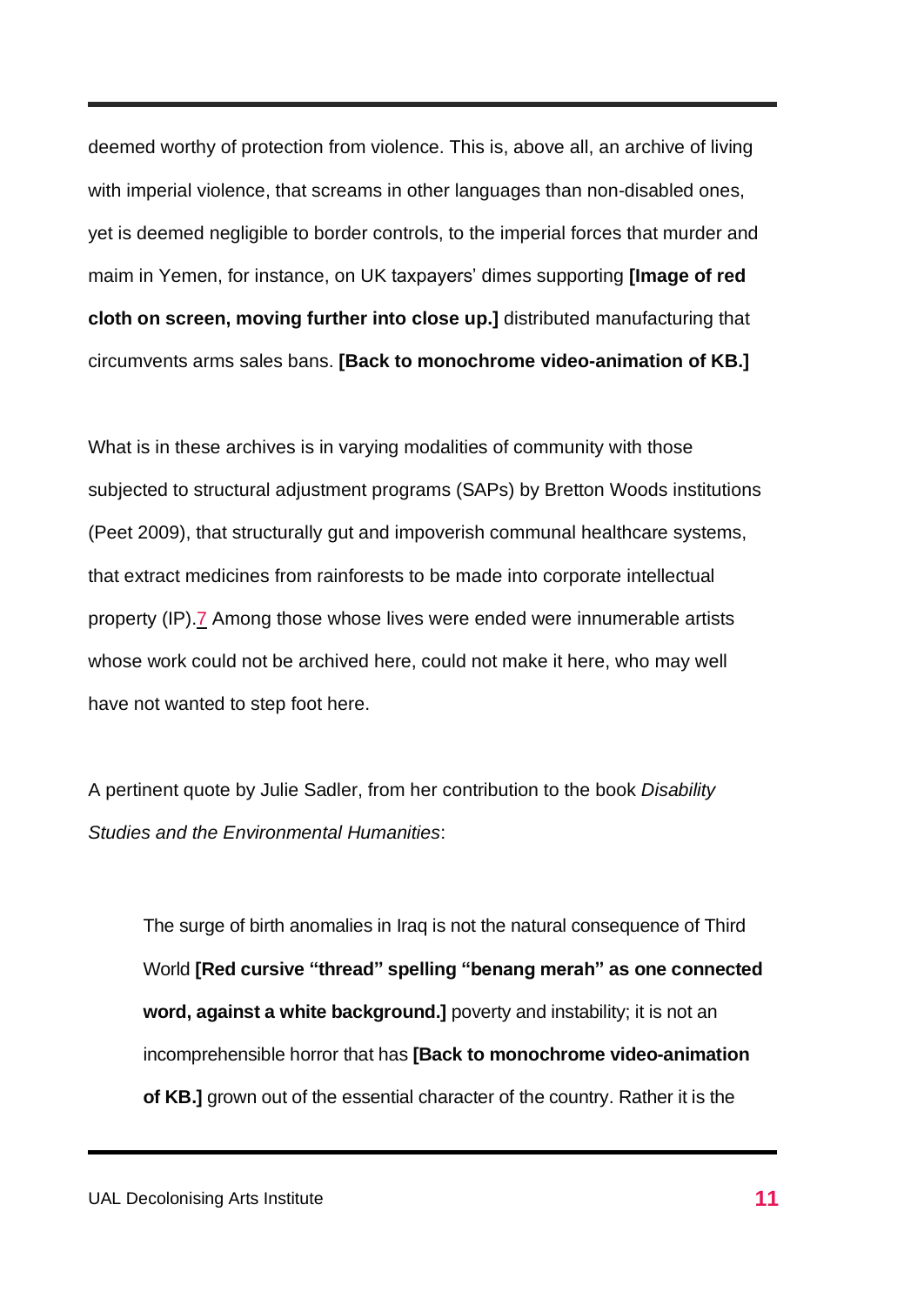deemed worthy of protection from violence. This is, above all, an archive of living with imperial violence, that screams in other languages than non-disabled ones, yet is deemed negligible to border controls, to the imperial forces that murder and maim in Yemen, for instance, on UK taxpayers' dimes supporting **[Image of red cloth on screen, moving further into close up.]** distributed manufacturing that circumvents arms sales bans. **[Back to monochrome video-animation of KB.]**

What is in these archives is in varying modalities of community with those subjected to structural adjustment programs (SAPs) by Bretton Woods institutions (Peet 2009), that structurally gut and impoverish communal healthcare systems, that extract medicines from rainforests to be made into corporate intellectual property (IP).[7] Among those whose lives were ended were innumerable artists whose work could not be archived here, could not make it here, who may well have not wanted to step foot here.

A pertinent quote by Julie Sadler, from her contribution to the book *Disability Studies and the Environmental Humanities*:

> The surge of birth anomalies in Iraq is not the natural consequence of Third World **[Red cursive "thread" spelling "benang merah" as one connected word, against a white background.]** poverty and instability; it is not an incomprehensible horror that has **[Back to monochrome video-animation of KB.]** grown out of the essential character of the country. Rather it is the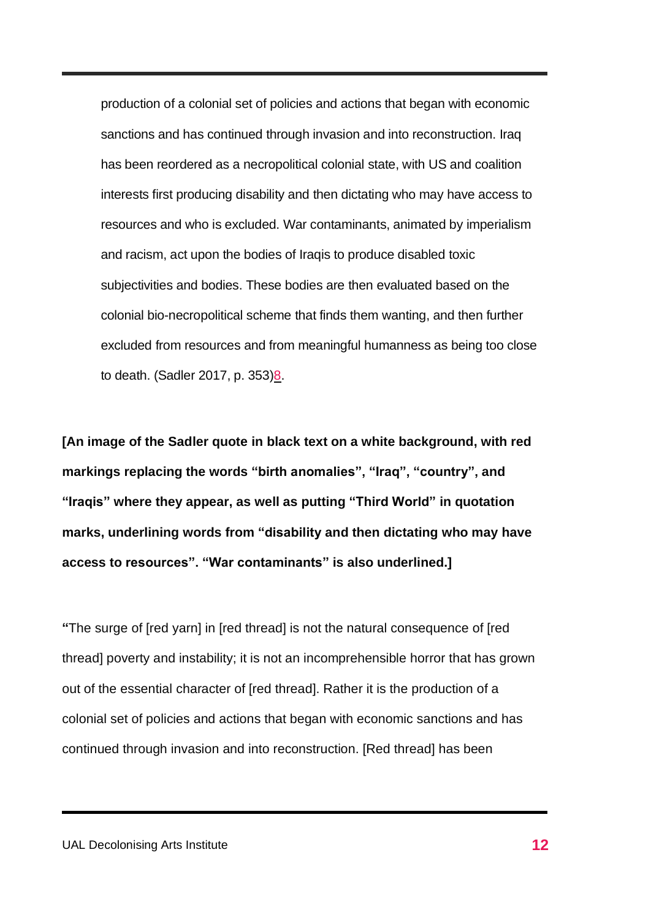production of a colonial set of policies and actions that began with economic sanctions and has continued through invasion and into reconstruction. Iraq has been reordered as a necropolitical colonial state, with US and coalition interests first producing disability and then dictating who may have access to resources and who is excluded. War contaminants, animated by imperialism and racism, act upon the bodies of Iraqis to produce disabled toxic subjectivities and bodies. These bodies are then evaluated based on the colonial bio-necropolitical scheme that finds them wanting, and then further excluded from resources and from meaningful humanness as being too close to death. (Sadler 2017, p. 353)8.

**[An image of the Sadler quote in black text on a white background, with red markings replacing the words "birth anomalies", "Iraq", "country", and "Iraqis" where they appear, as well as putting "Third World" in quotation marks, underlining words from "disability and then dictating who may have access to resources". "War contaminants" is also underlined.]**

"The surge of [red yarn] in [red thread] is not the natural consequence of [red thread] poverty and instability; it is not an incomprehensible horror that has grown out of the essential character of [red thread]. Rather it is the production of a colonial set of policies and actions that began with economic sanctions and has continued through invasion and into reconstruction. [Red thread] has been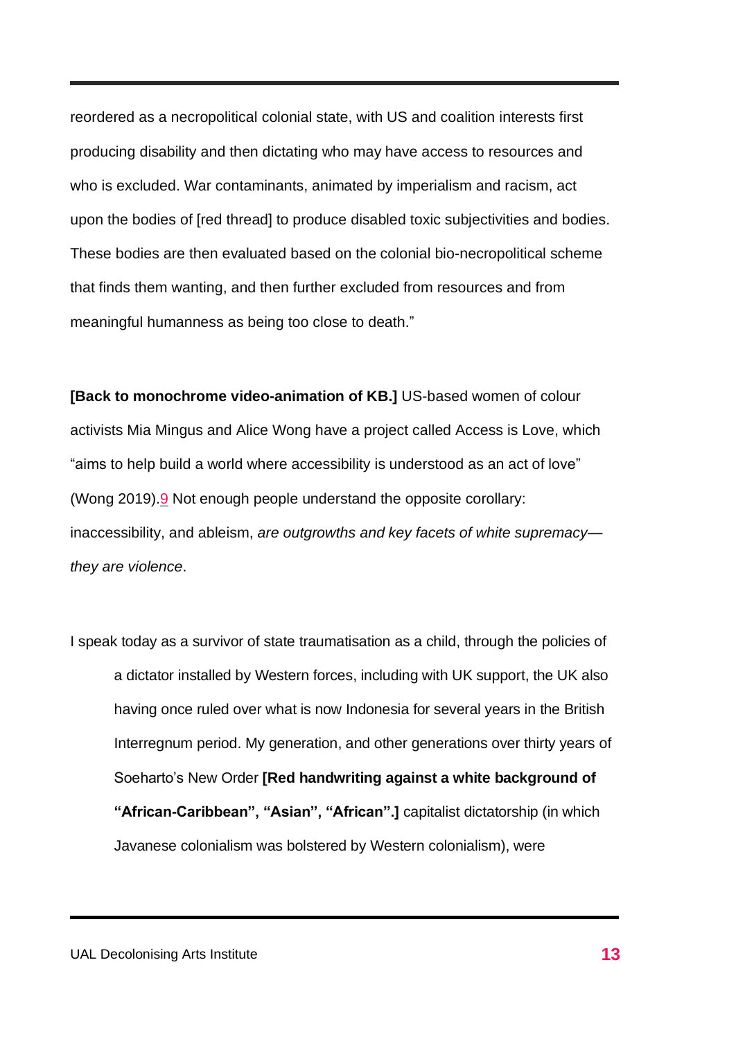reordered as a necropolitical colonial state, with US and coalition interests first producing disability and then dictating who may have access to resources and who is excluded. War contaminants, animated by imperialism and racism, act upon the bodies of [red thread] to produce disabled toxic subjectivities and bodies. These bodies are then evaluated based on the colonial bio-necropolitical scheme that finds them wanting, and then further excluded from resources and from meaningful humanness as being too close to death."

**[Back to monochrome video-animation of KB.]** US-based women of colour activists Mia Mingus and Alice Wong have a project called Access is Love, which "aims to help build a world where accessibility is understood as an act of love" (Wong 2019).[9] Not enough people understand the opposite corollary: inaccessibility, and ableism, *are outgrowths and key facets of white supremacy—they are violence*.

I speak today as a survivor of state traumatisation as a child, through the policies of a dictator installed by Western forces, including with UK support, the UK also having once ruled over what is now Indonesia for several years in the British Interregnum period. My generation, and other generations over thirty years of Soeharto's New Order **[Red handwriting against a white background of "African-Caribbean", "Asian", "African".]** capitalist dictatorship (in which Javanese colonialism was bolstered by Western colonialism), were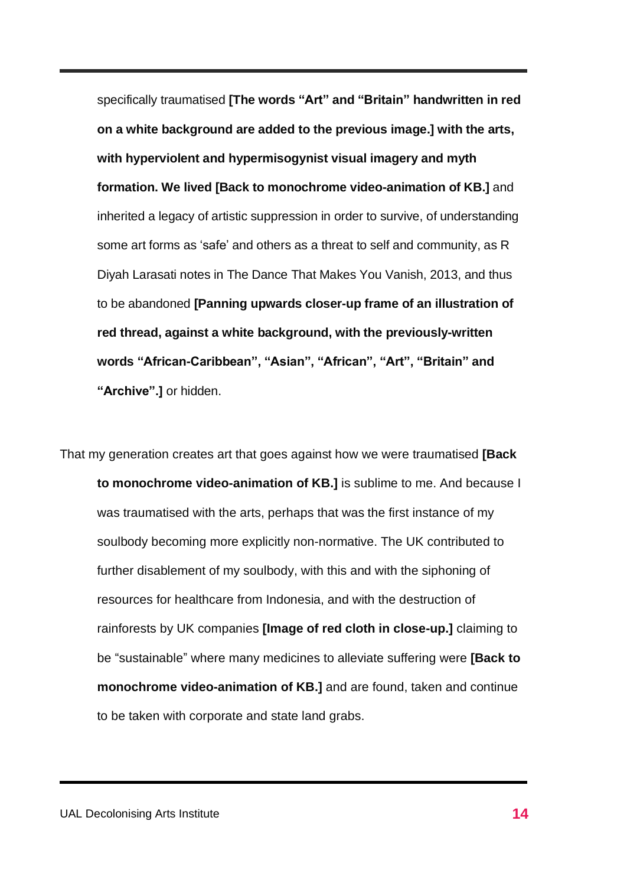specifically traumatised **[The words "Art" and "Britain" handwritten in red on a white background are added to the previous image.] with the arts, with hyperviolent and hypermisogynist visual imagery and myth formation. We lived [Back to monochrome video-animation of KB.]** and inherited a legacy of artistic suppression in order to survive, of understanding some art forms as 'safe' and others as a threat to self and community, as R Diyah Larasati notes in The Dance That Makes You Vanish, 2013, and thus to be abandoned **[Panning upwards closer-up frame of an illustration of red thread, against a white background, with the previously-written words "African-Caribbean", "Asian", "African", "Art", "Britain" and "Archive".]** or hidden.

That my generation creates art that goes against how we were traumatised **[Back to monochrome video-animation of KB.]** is sublime to me. And because I was traumatised with the arts, perhaps that was the first instance of my soulbody becoming more explicitly non-normative. The UK contributed to further disablement of my soulbody, with this and with the siphoning of resources for healthcare from Indonesia, and with the destruction of rainforests by UK companies **[Image of red cloth in close-up.]** claiming to be "sustainable" where many medicines to alleviate suffering were **[Back to monochrome video-animation of KB.]** and are found, taken and continue to be taken with corporate and state land grabs.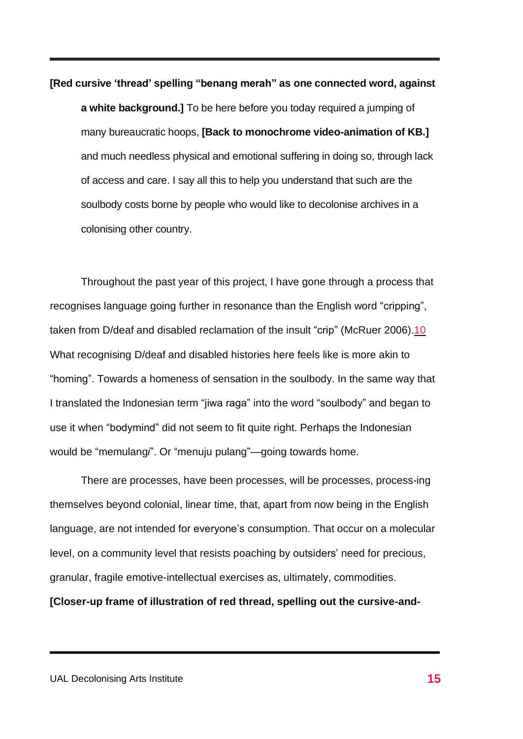**[Red cursive 'thread' spelling "benang merah" as one connected word, against a white background.]** To be here before you today required a jumping of many bureaucratic hoops, **[Back to monochrome video-animation of KB.]** and much needless physical and emotional suffering in doing so, through lack of access and care. I say all this to help you understand that such are the soulbody costs borne by people who would like to decolonise archives in a colonising other country.

Throughout the past year of this project, I have gone through a process that recognises language going further in resonance than the English word "cripping", taken from D/deaf and disabled reclamation of the insult "crip" (McRuer 2006).[10] What recognising D/deaf and disabled histories here feels like is more akin to "homing". Towards a homeness of sensation in the soulbody. In the same way that I translated the Indonesian term "jiwa raga" into the word "soulbody" and began to use it when "bodymind" did not seem to fit quite right. Perhaps the Indonesian would be "memulang*i*". Or "menuju pulang"—going towards home.

There are processes, have been processes, will be processes, process-ing themselves beyond colonial, linear time, that, apart from now being in the English language, are not intended for everyone's consumption. That occur on a molecular level, on a community level that resists poaching by outsiders' need for precious, granular, fragile emotive-intellectual exercises as, ultimately, commodities.

**[Closer-up frame of illustration of red thread, spelling out the cursive-and-**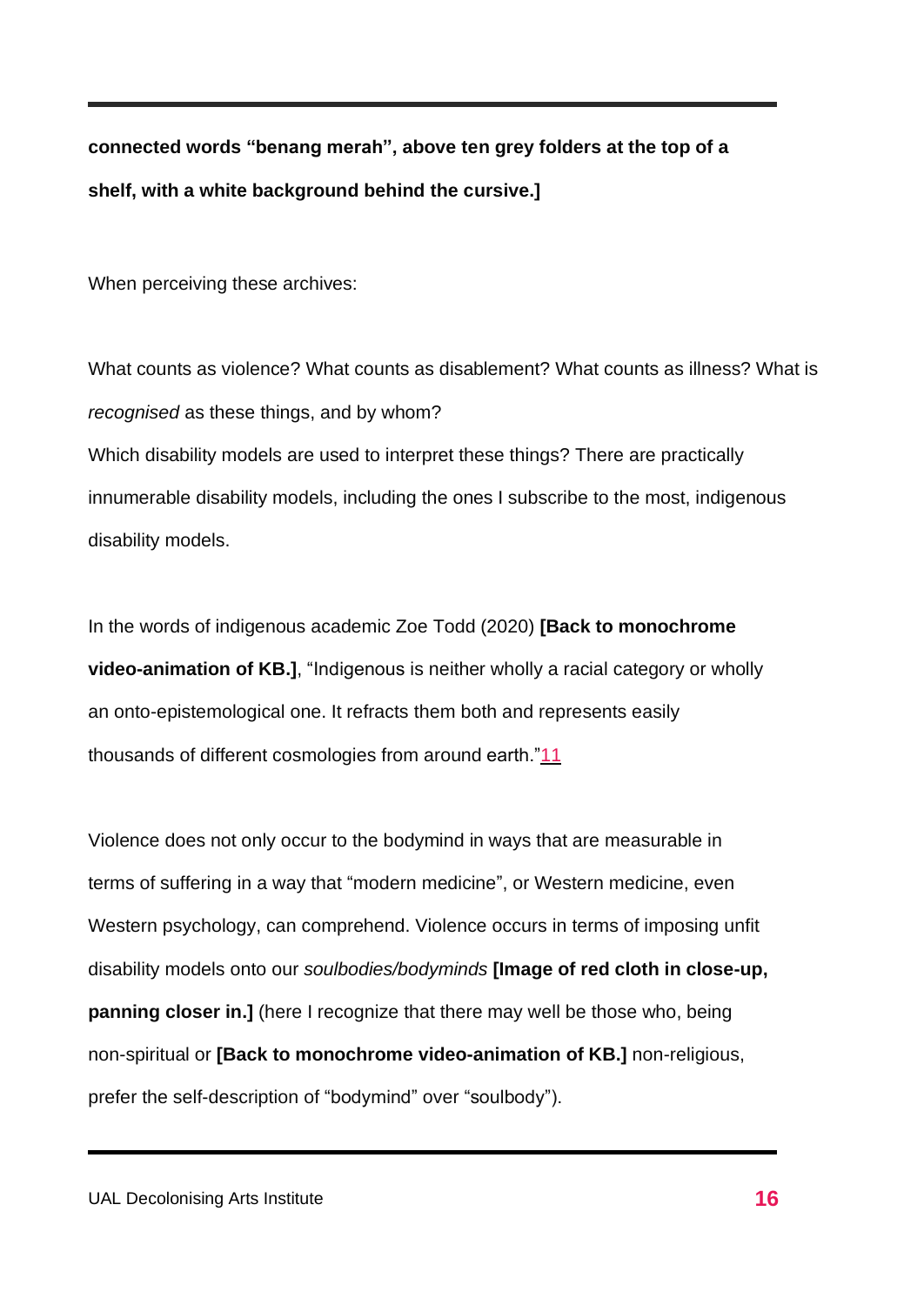**connected words “benang merah”, above ten grey folders at the top of a shelf, with a white background behind the cursive.]**

When perceiving these archives:

What counts as violence? What counts as disablement? What counts as illness? What is *recognised* as these things, and by whom?

Which disability models are used to interpret these things? There are practically innumerable disability models, including the ones I subscribe to the most, indigenous disability models.

In the words of indigenous academic Zoe Todd (2020) **[Back to monochrome video-animation of KB.]**, “Indigenous is neither wholly a racial category or wholly an onto-epistemological one. It refracts them both and represents easily thousands of different cosmologies from around earth.”[11]

Violence does not only occur to the bodymind in ways that are measurable in terms of suffering in a way that “modern medicine”, or Western medicine, even Western psychology, can comprehend. Violence occurs in terms of imposing unfit disability models onto our *soulbodies/bodyminds* **[Image of red cloth in close-up, panning closer in.]** (here I recognize that there may well be those who, being non-spiritual or **[Back to monochrome video-animation of KB.]** non-religious, prefer the self-description of “bodymind” over “soulbody”).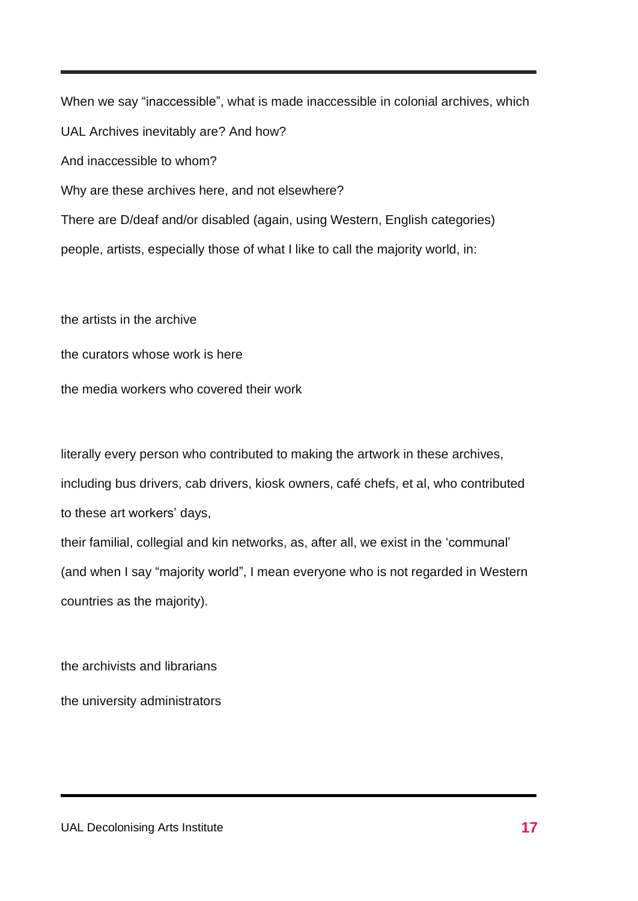When we say “inaccessible”, what is made inaccessible in colonial archives, which UAL Archives inevitably are? And how?

And inaccessible to whom?

Why are these archives here, and not elsewhere?

There are D/deaf and/or disabled (again, using Western, English categories) people, artists, especially those of what I like to call the majority world, in:

the artists in the archive

the curators whose work is here

the media workers who covered their work

literally every person who contributed to making the artwork in these archives, including bus drivers, cab drivers, kiosk owners, café chefs, et al, who contributed to these art workers’ days,

their familial, collegial and kin networks, as, after all, we exist in the ‘communal’ (and when I say “majority world”, I mean everyone who is not regarded in Western countries as the majority).

the archivists and librarians

the university administrators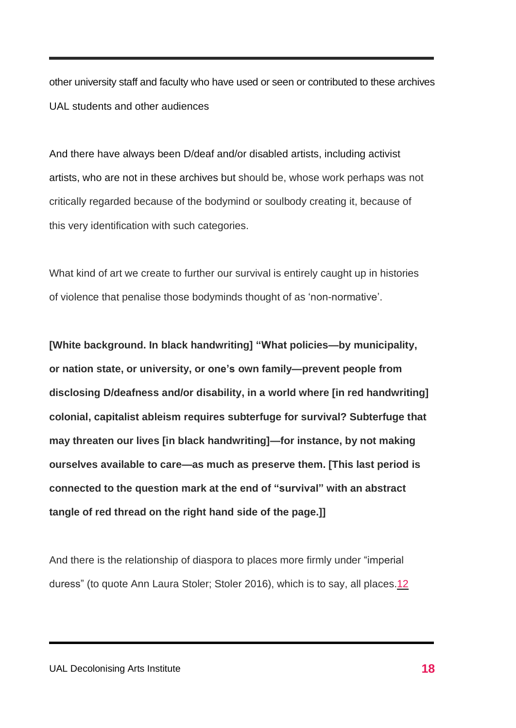other university staff and faculty who have used or seen or contributed to these archives

UAL students and other audiences

And there have always been D/deaf and/or disabled artists, including activist artists, who are not in these archives but should be, whose work perhaps was not critically regarded because of the bodymind or soulbody creating it, because of this very identification with such categories.

What kind of art we create to further our survival is entirely caught up in histories of violence that penalise those bodyminds thought of as 'non-normative'.

**[White background. In black handwriting] "What policies—by municipality, or nation state, or university, or one's own family—prevent people from disclosing D/deafness and/or disability, in a world where [in red handwriting] colonial, capitalist ableism requires subterfuge for survival? Subterfuge that may threaten our lives [in black handwriting]—for instance, by not making ourselves available to care—as much as preserve them. [This last period is connected to the question mark at the end of "survival" with an abstract tangle of red thread on the right hand side of the page.]]**

And there is the relationship of diaspora to places more firmly under "imperial duress" (to quote Ann Laura Stoler; Stoler 2016), which is to say, all places.[12]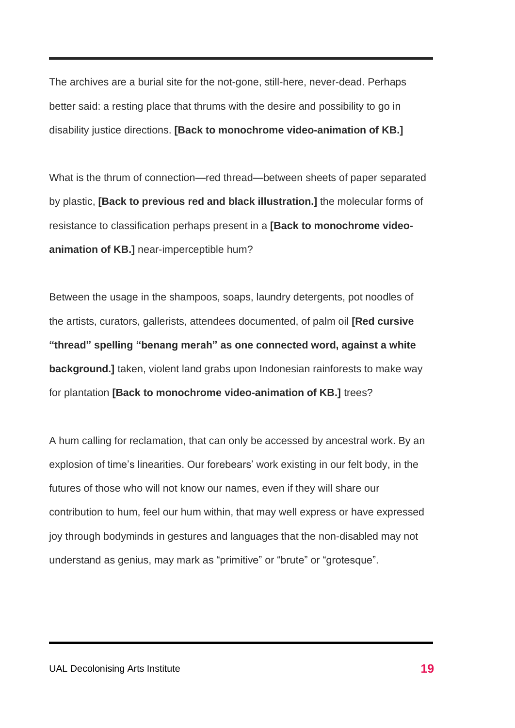The archives are a burial site for the not-gone, still-here, never-dead. Perhaps better said: a resting place that thrums with the desire and possibility to go in disability justice directions. **[Back to monochrome video-animation of KB.]**

What is the thrum of connection—red thread—between sheets of paper separated by plastic, **[Back to previous red and black illustration.]** the molecular forms of resistance to classification perhaps present in a **[Back to monochrome video-animation of KB.]** near-imperceptible hum?

Between the usage in the shampoos, soaps, laundry detergents, pot noodles of the artists, curators, gallerists, attendees documented, of palm oil **[Red cursive "thread" spelling "benang merah" as one connected word, against a white background.]** taken, violent land grabs upon Indonesian rainforests to make way for plantation **[Back to monochrome video-animation of KB.]** trees?

A hum calling for reclamation, that can only be accessed by ancestral work. By an explosion of time's linearities. Our forebears' work existing in our felt body, in the futures of those who will not know our names, even if they will share our contribution to hum, feel our hum within, that may well express or have expressed joy through bodyminds in gestures and languages that the non-disabled may not understand as genius, may mark as "primitive" or "brute" or "grotesque".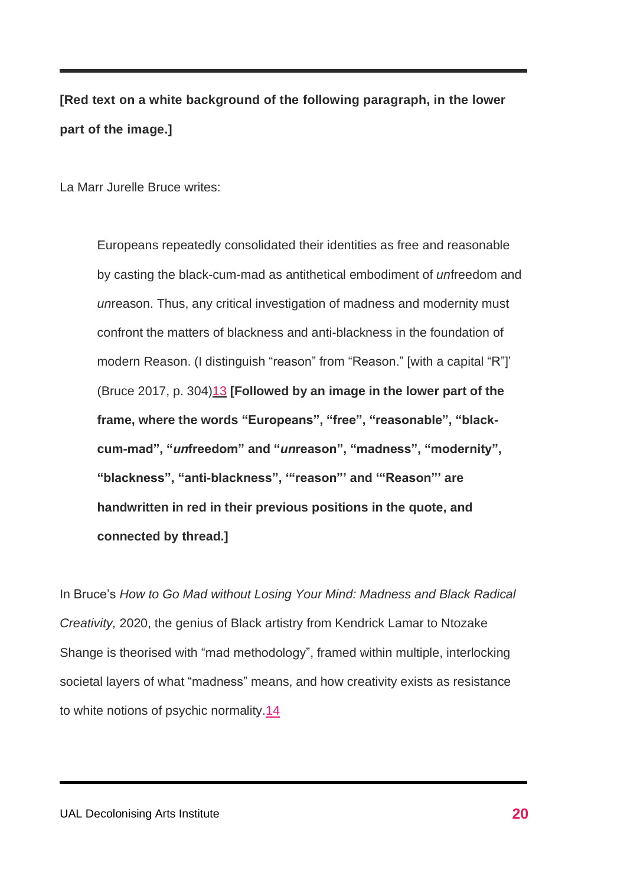**[Red text on a white background of the following paragraph, in the lower part of the image.]**

La Marr Jurelle Bruce writes:

> Europeans repeatedly consolidated their identities as free and reasonable by casting the black-cum-mad as antithetical embodiment of *un*freedom and *un*reason. Thus, any critical investigation of madness and modernity must confront the matters of blackness and anti-blackness in the foundation of modern Reason. (I distinguish “reason” from “Reason.” [with a capital “R”]’ (Bruce 2017, p. 304)13 **[Followed by an image in the lower part of the frame, where the words “Europeans”, “free”, “reasonable”, “black-cum-mad”, “*un*freedom” and “*un*reason”, “madness”, “modernity”, “blackness”, “anti-blackness”, ‘“reason”’ and ‘“Reason”’ are handwritten in red in their previous positions in the quote, and connected by thread.]**

In Bruce’s *How to Go Mad without Losing Your Mind: Madness and Black Radical Creativity,* 2020, the genius of Black artistry from Kendrick Lamar to Ntozake Shange is theorised with “mad methodology”, framed within multiple, interlocking societal layers of what “madness” means, and how creativity exists as resistance to white notions of psychic normality.14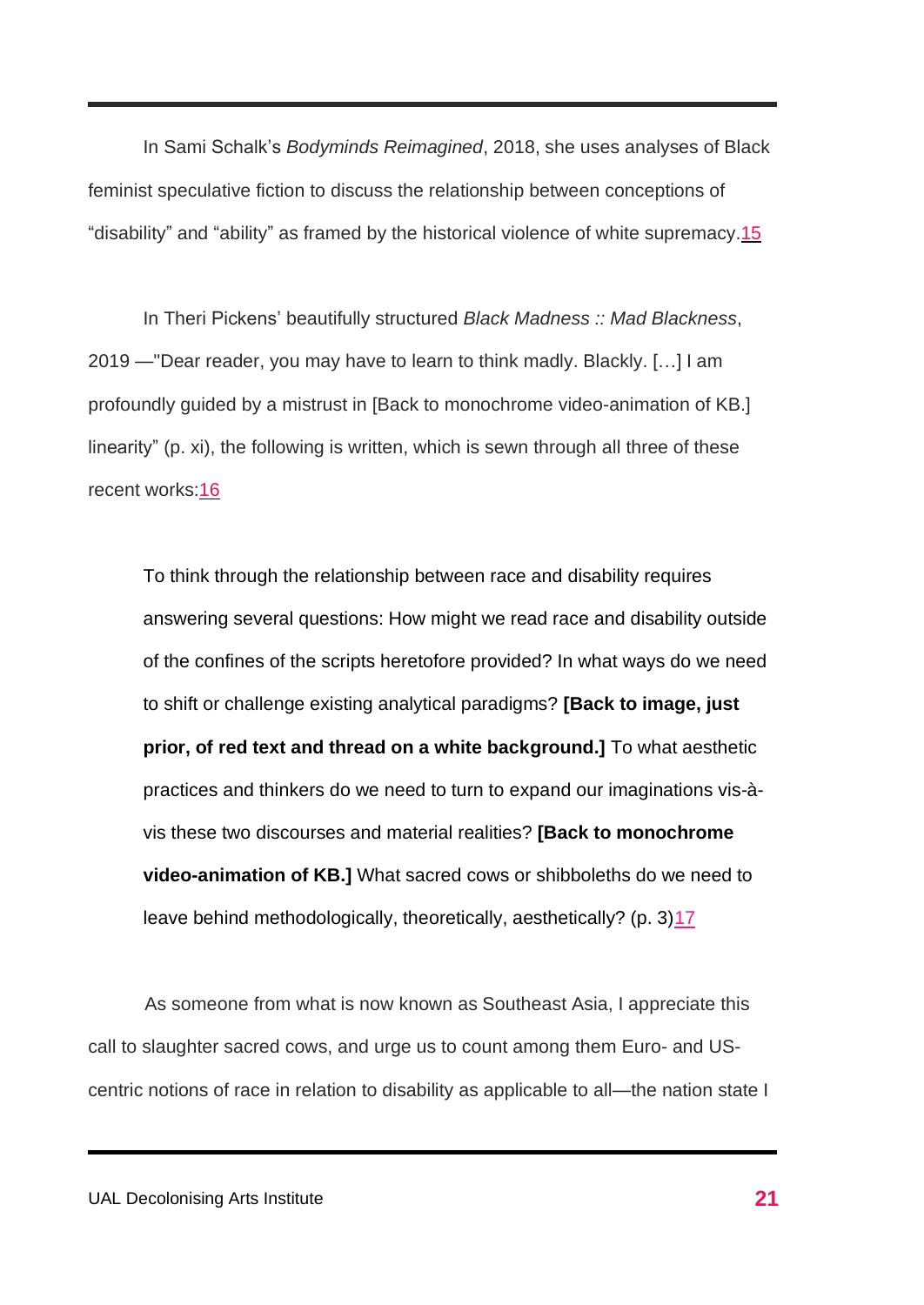In Sami Schalk's *Bodyminds Reimagined*, 2018, she uses analyses of Black feminist speculative fiction to discuss the relationship between conceptions of "disability" and "ability" as framed by the historical violence of white supremacy.[15]

In Theri Pickens' beautifully structured *Black Madness :: Mad Blackness*, 2019 —"Dear reader, you may have to learn to think madly. Blackly. […] I am profoundly guided by a mistrust in [Back to monochrome video-animation of KB.] linearity" (p. xi), the following is written, which is sewn through all three of these recent works:[16]

> To think through the relationship between race and disability requires answering several questions: How might we read race and disability outside of the confines of the scripts heretofore provided? In what ways do we need to shift or challenge existing analytical paradigms? **[Back to image, just prior, of red text and thread on a white background.]** To what aesthetic practices and thinkers do we need to turn to expand our imaginations vis-à-vis these two discourses and material realities? **[Back to monochrome video-animation of KB.]** What sacred cows or shibboleths do we need to leave behind methodologically, theoretically, aesthetically? (p. 3)[17]

As someone from what is now known as Southeast Asia, I appreciate this call to slaughter sacred cows, and urge us to count among them Euro- and US-centric notions of race in relation to disability as applicable to all—the nation state I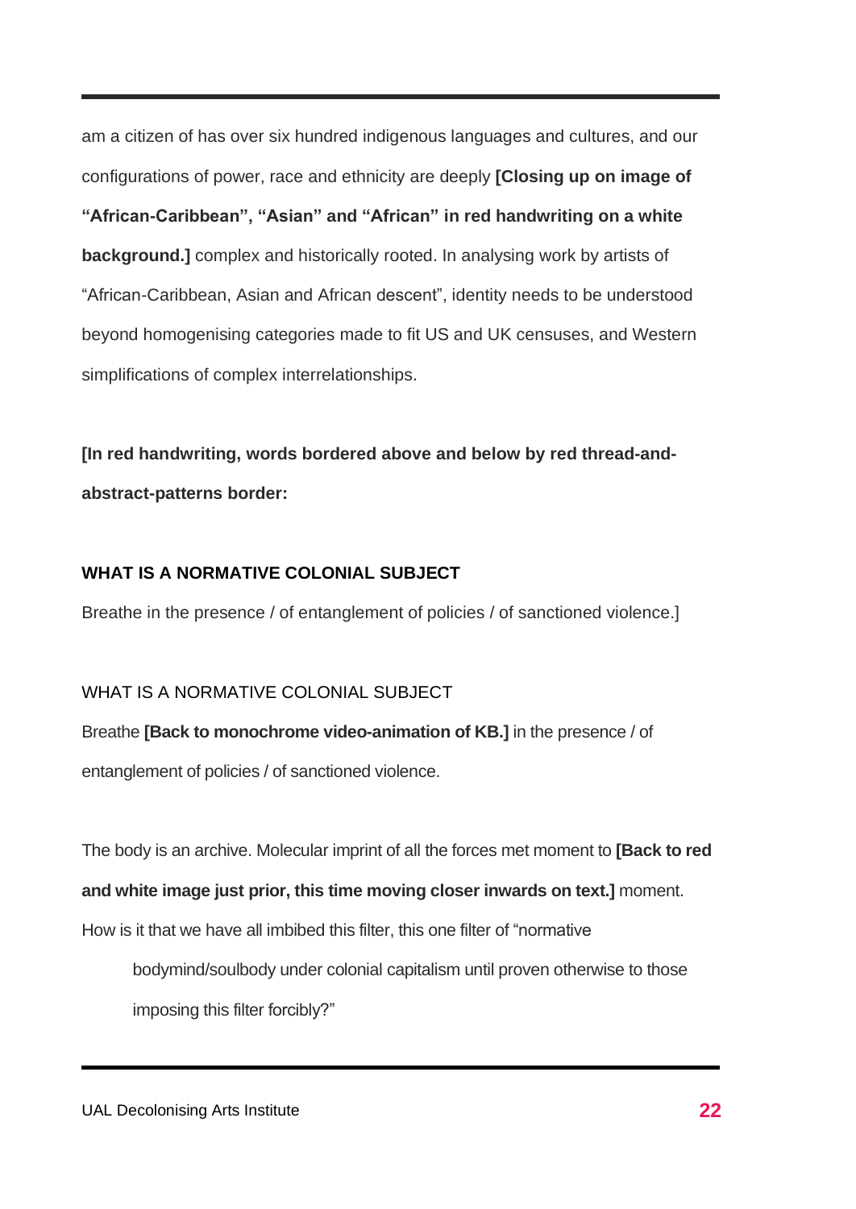am a citizen of has over six hundred indigenous languages and cultures, and our configurations of power, race and ethnicity are deeply **[Closing up on image of "African-Caribbean", "Asian" and "African" in red handwriting on a white background.]** complex and historically rooted. In analysing work by artists of "African-Caribbean, Asian and African descent", identity needs to be understood beyond homogenising categories made to fit US and UK censuses, and Western simplifications of complex interrelationships.

**[In red handwriting, words bordered above and below by red thread-and-abstract-patterns border:**

**WHAT IS A NORMATIVE COLONIAL SUBJECT**

Breathe in the presence / of entanglement of policies / of sanctioned violence.]

WHAT IS A NORMATIVE COLONIAL SUBJECT

Breathe **[Back to monochrome video-animation of KB.]** in the presence / of entanglement of policies / of sanctioned violence.

The body is an archive. Molecular imprint of all the forces met moment to **[Back to red and white image just prior, this time moving closer inwards on text.]** moment. How is it that we have all imbibed this filter, this one filter of "normative

> bodymind/soulbody under colonial capitalism until proven otherwise to those imposing this filter forcibly?"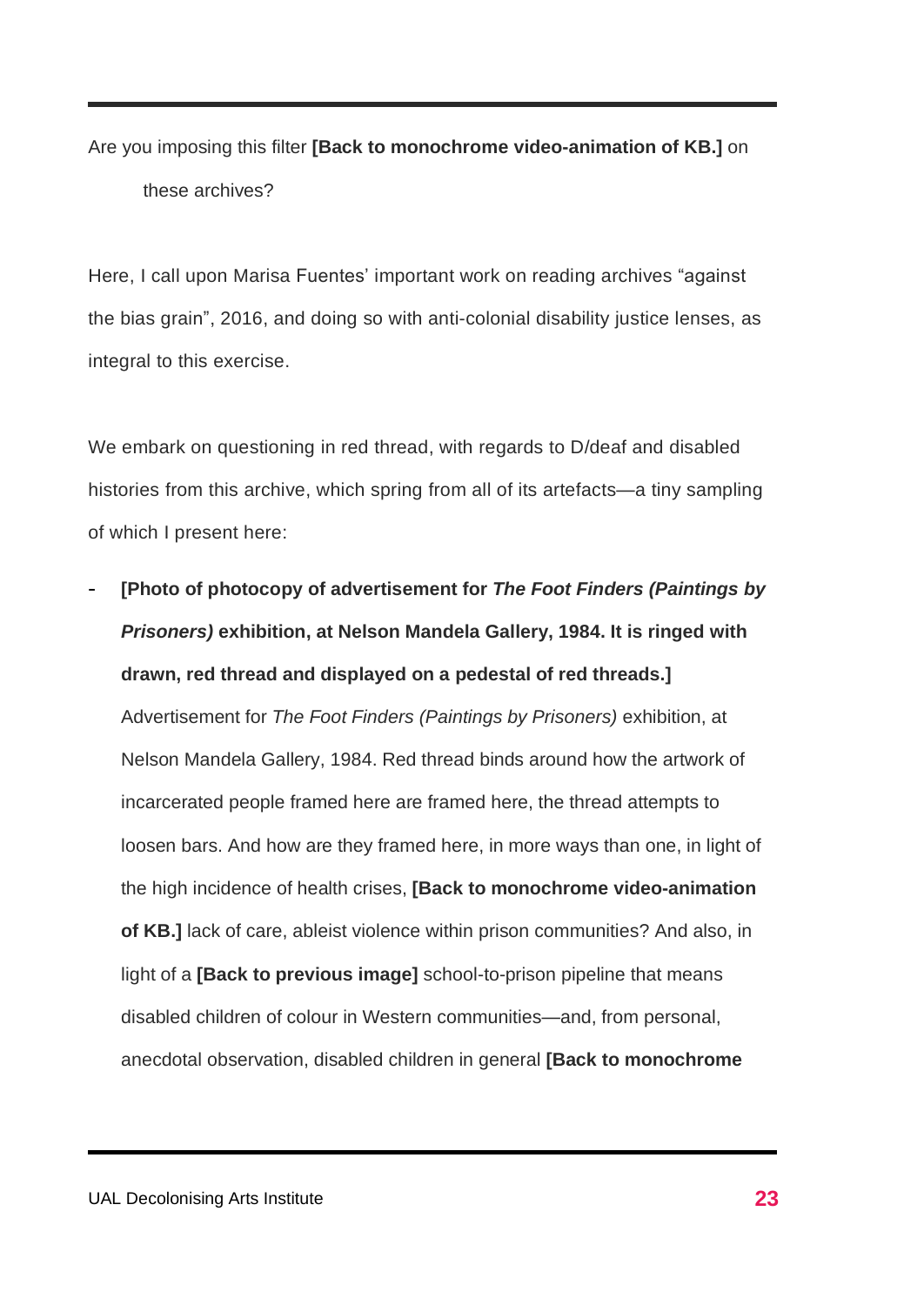Are you imposing this filter **[Back to monochrome video-animation of KB.]** on these archives?

Here, I call upon Marisa Fuentes' important work on reading archives "against the bias grain", 2016, and doing so with anti-colonial disability justice lenses, as integral to this exercise.

We embark on questioning in red thread, with regards to D/deaf and disabled histories from this archive, which spring from all of its artefacts—a tiny sampling of which I present here:

- **[Photo of photocopy of advertisement for *The Foot Finders (Paintings by Prisoners)* exhibition, at Nelson Mandela Gallery, 1984. It is ringed with drawn, red thread and displayed on a pedestal of red threads.]** Advertisement for *The Foot Finders (Paintings by Prisoners)* exhibition, at Nelson Mandela Gallery, 1984. Red thread binds around how the artwork of incarcerated people framed here are framed here, the thread attempts to loosen bars. And how are they framed here, in more ways than one, in light of the high incidence of health crises, **[Back to monochrome video-animation of KB.]** lack of care, ableist violence within prison communities? And also, in light of a **[Back to previous image]** school-to-prison pipeline that means disabled children of colour in Western communities—and, from personal, anecdotal observation, disabled children in general **[Back to monochrome**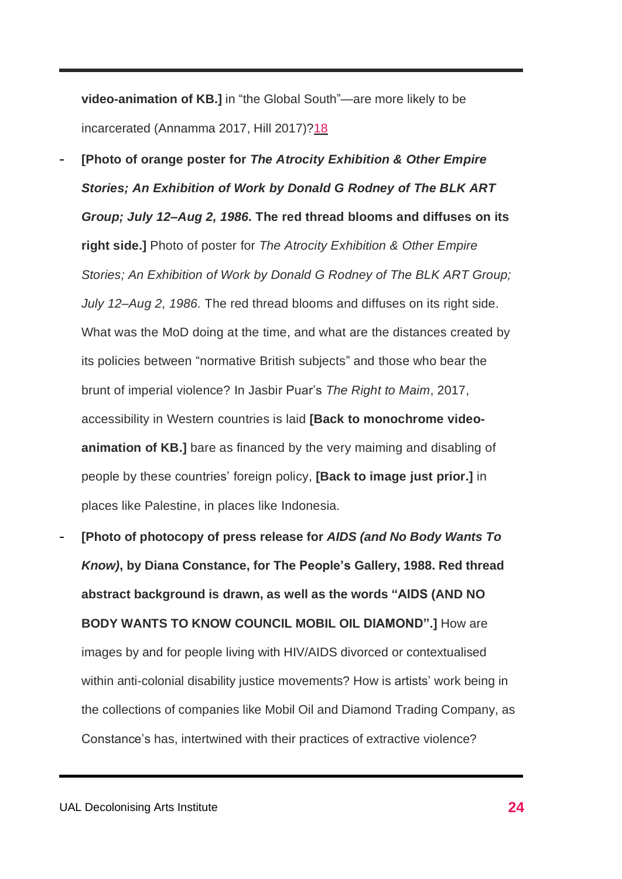**video-animation of KB.]** in “the Global South”—are more likely to be incarcerated (Annamma 2017, Hill 2017)?18

- **[Photo of orange poster for *The Atrocity Exhibition & Other Empire Stories; An Exhibition of Work by Donald G Rodney of The BLK ART Group; July 12–Aug 2, 1986.* The red thread blooms and diffuses on its right side.]** Photo of poster for *The Atrocity Exhibition & Other Empire Stories; An Exhibition of Work by Donald G Rodney of The BLK ART Group; July 12–Aug 2, 1986.* The red thread blooms and diffuses on its right side. What was the MoD doing at the time, and what are the distances created by its policies between “normative British subjects” and those who bear the brunt of imperial violence? In Jasbir Puar’s *The Right to Maim*, 2017, accessibility in Western countries is laid **[Back to monochrome video-animation of KB.]** bare as financed by the very maiming and disabling of people by these countries’ foreign policy, **[Back to image just prior.]** in places like Palestine, in places like Indonesia.
- **[Photo of photocopy of press release for *AIDS (and No Body Wants To Know)*, by Diana Constance, for The People’s Gallery, 1988. Red thread abstract background is drawn, as well as the words “AIDS (AND NO BODY WANTS TO KNOW COUNCIL MOBIL OIL DIAMOND”.]** How are images by and for people living with HIV/AIDS divorced or contextualised within anti-colonial disability justice movements? How is artists’ work being in the collections of companies like Mobil Oil and Diamond Trading Company, as Constance’s has, intertwined with their practices of extractive violence?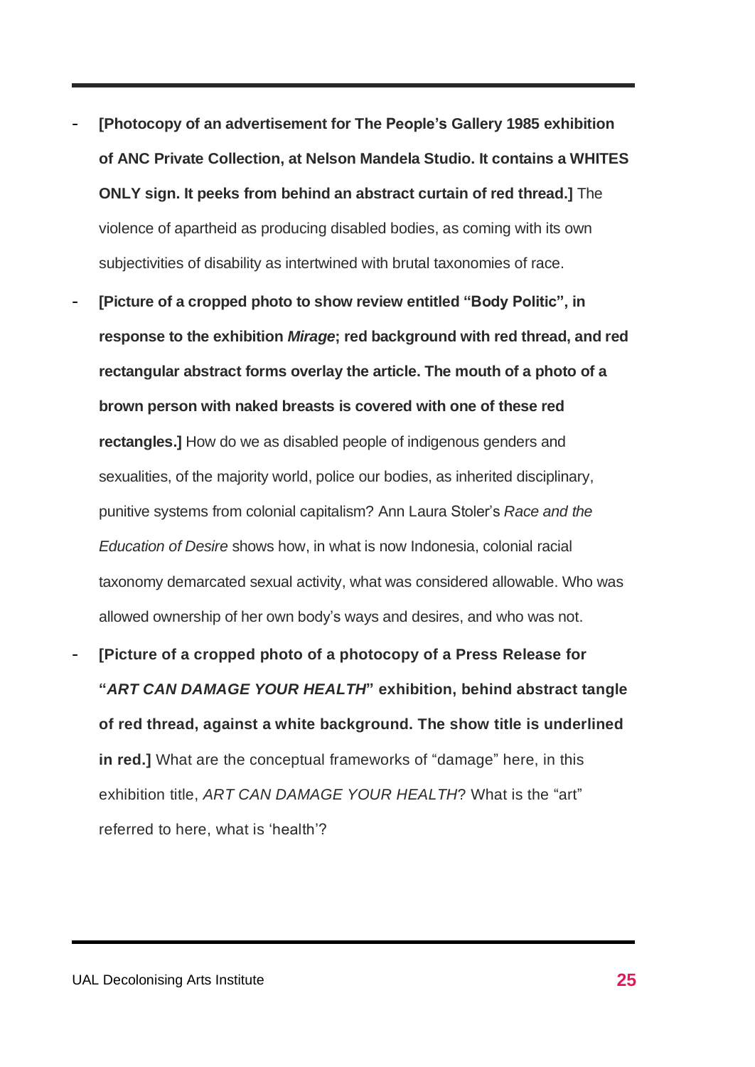- **[Photocopy of an advertisement for The People's Gallery 1985 exhibition of ANC Private Collection, at Nelson Mandela Studio. It contains a WHITES ONLY sign. It peeks from behind an abstract curtain of red thread.]** The violence of apartheid as producing disabled bodies, as coming with its own subjectivities of disability as intertwined with brutal taxonomies of race.
- **[Picture of a cropped photo to show review entitled "Body Politic", in response to the exhibition *Mirage*; red background with red thread, and red rectangular abstract forms overlay the article. The mouth of a photo of a brown person with naked breasts is covered with one of these red rectangles.]** How do we as disabled people of indigenous genders and sexualities, of the majority world, police our bodies, as inherited disciplinary, punitive systems from colonial capitalism? Ann Laura Stoler's *Race and the Education of Desire* shows how, in what is now Indonesia, colonial racial taxonomy demarcated sexual activity, what was considered allowable. Who was allowed ownership of her own body's ways and desires, and who was not.
- **[Picture of a cropped photo of a photocopy of a Press Release for "*ART CAN DAMAGE YOUR HEALTH*" exhibition, behind abstract tangle of red thread, against a white background. The show title is underlined in red.]** What are the conceptual frameworks of "damage" here, in this exhibition title, *ART CAN DAMAGE YOUR HEALTH*? What is the "art" referred to here, what is 'health'?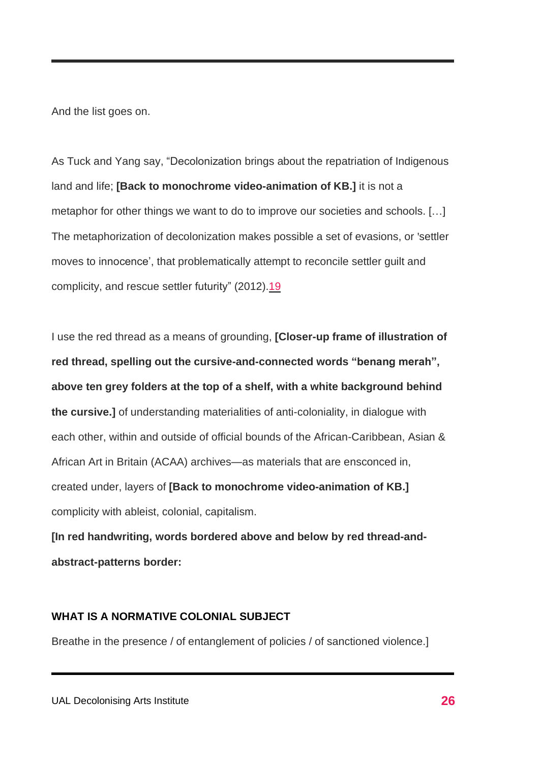And the list goes on.

As Tuck and Yang say, “Decolonization brings about the repatriation of Indigenous land and life; **[Back to monochrome video-animation of KB.]** it is not a metaphor for other things we want to do to improve our societies and schools. […] The metaphorization of decolonization makes possible a set of evasions, or 'settler moves to innocence’, that problematically attempt to reconcile settler guilt and complicity, and rescue settler futurity” (2012).[19]

I use the red thread as a means of grounding, **[Closer-up frame of illustration of red thread, spelling out the cursive-and-connected words “benang merah”, above ten grey folders at the top of a shelf, with a white background behind the cursive.]** of understanding materialities of anti-coloniality, in dialogue with each other, within and outside of official bounds of the African-Caribbean, Asian & African Art in Britain (ACAA) archives—as materials that are ensconced in, created under, layers of **[Back to monochrome video-animation of KB.]** complicity with ableist, colonial, capitalism.

**[In red handwriting, words bordered above and below by red thread-and-abstract-patterns border:**

**WHAT IS A NORMATIVE COLONIAL SUBJECT**

Breathe in the presence / of entanglement of policies / of sanctioned violence.]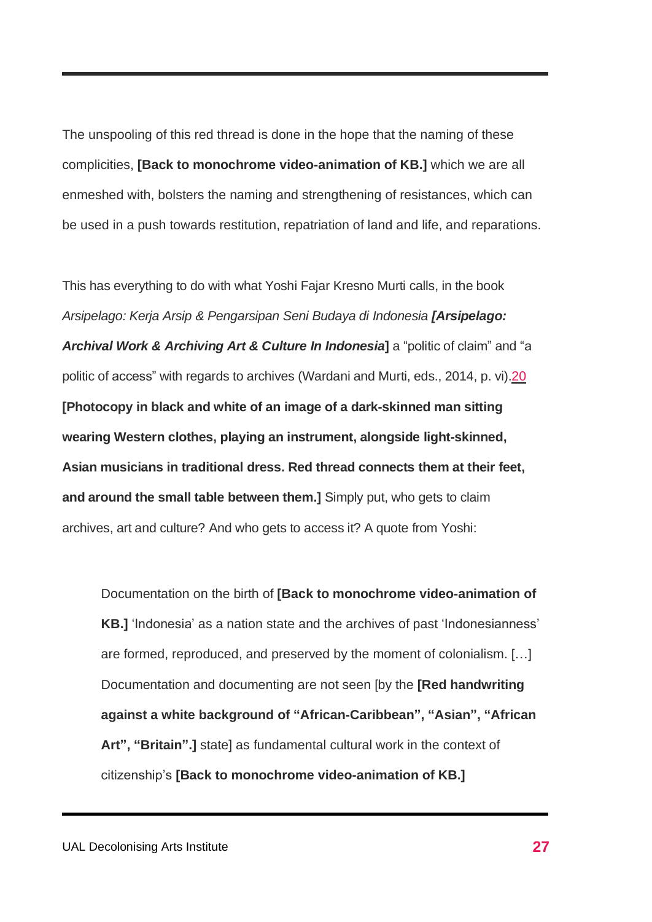The unspooling of this red thread is done in the hope that the naming of these complicities, **[Back to monochrome video-animation of KB.]** which we are all enmeshed with, bolsters the naming and strengthening of resistances, which can be used in a push towards restitution, repatriation of land and life, and reparations.

This has everything to do with what Yoshi Fajar Kresno Murti calls, in the book *Arsipelago: Kerja Arsip & Pengarsipan Seni Budaya di Indonesia* ***[Arsipelago: Archival Work & Archiving Art & Culture In Indonesia*]** a "politic of claim" and "a politic of access" with regards to archives (Wardani and Murti, eds., 2014, p. vi).[20] **[Photocopy in black and white of an image of a dark-skinned man sitting wearing Western clothes, playing an instrument, alongside light-skinned, Asian musicians in traditional dress. Red thread connects them at their feet, and around the small table between them.]** Simply put, who gets to claim archives, art and culture? And who gets to access it? A quote from Yoshi:

> Documentation on the birth of **[Back to monochrome video-animation of KB.]** 'Indonesia' as a nation state and the archives of past 'Indonesianness' are formed, reproduced, and preserved by the moment of colonialism. […] Documentation and documenting are not seen [by the **[Red handwriting against a white background of "African-Caribbean", "Asian", "African Art", "Britain".]** state] as fundamental cultural work in the context of citizenship's **[Back to monochrome video-animation of KB.]**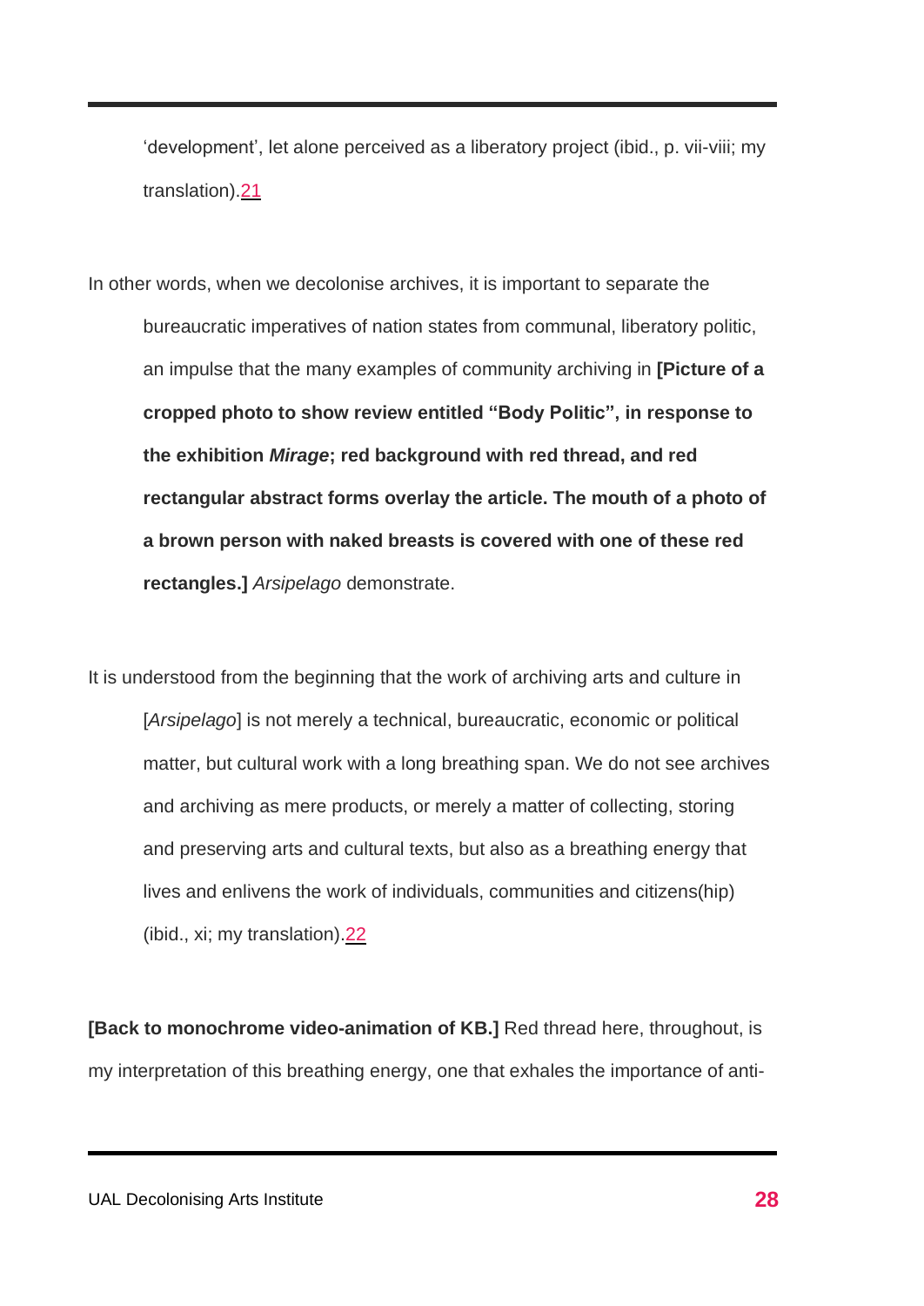'development', let alone perceived as a liberatory project (ibid., p. vii-viii; my translation).[21]

In other words, when we decolonise archives, it is important to separate the bureaucratic imperatives of nation states from communal, liberatory politic, an impulse that the many examples of community archiving in **[Picture of a cropped photo to show review entitled "Body Politic", in response to the exhibition *Mirage*; red background with red thread, and red rectangular abstract forms overlay the article. The mouth of a photo of a brown person with naked breasts is covered with one of these red rectangles.]** *Arsipelago* demonstrate.

> It is understood from the beginning that the work of archiving arts and culture in [*Arsipelago*] is not merely a technical, bureaucratic, economic or political matter, but cultural work with a long breathing span. We do not see archives and archiving as mere products, or merely a matter of collecting, storing and preserving arts and cultural texts, but also as a breathing energy that lives and enlivens the work of individuals, communities and citizens(hip) (ibid., xi; my translation).[22]

**[Back to monochrome video-animation of KB.]** Red thread here, throughout, is my interpretation of this breathing energy, one that exhales the importance of anti-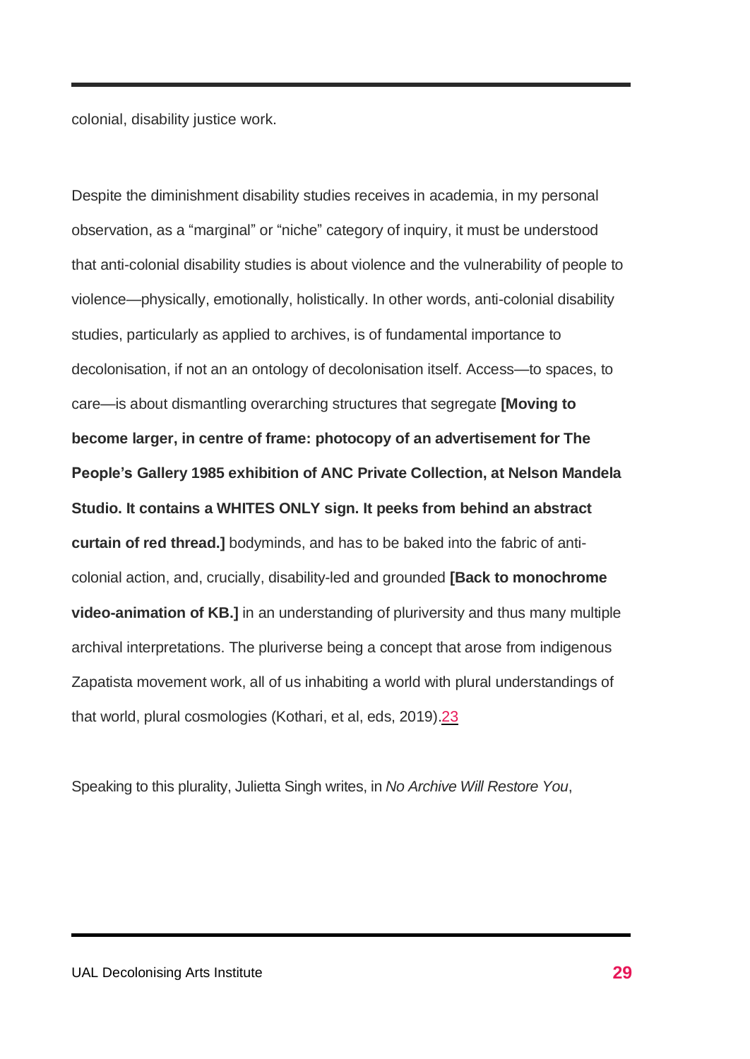colonial, disability justice work.

Despite the diminishment disability studies receives in academia, in my personal observation, as a "marginal" or "niche" category of inquiry, it must be understood that anti-colonial disability studies is about violence and the vulnerability of people to violence—physically, emotionally, holistically. In other words, anti-colonial disability studies, particularly as applied to archives, is of fundamental importance to decolonisation, if not an an ontology of decolonisation itself. Access—to spaces, to care—is about dismantling overarching structures that segregate **[Moving to become larger, in centre of frame: photocopy of an advertisement for The People's Gallery 1985 exhibition of ANC Private Collection, at Nelson Mandela Studio. It contains a WHITES ONLY sign. It peeks from behind an abstract curtain of red thread.]** bodyminds, and has to be baked into the fabric of anti-colonial action, and, crucially, disability-led and grounded **[Back to monochrome video-animation of KB.]** in an understanding of pluriversity and thus many multiple archival interpretations. The pluriverse being a concept that arose from indigenous Zapatista movement work, all of us inhabiting a world with plural understandings of that world, plural cosmologies (Kothari, et al, eds, 2019).[23]

Speaking to this plurality, Julietta Singh writes, in *No Archive Will Restore You*,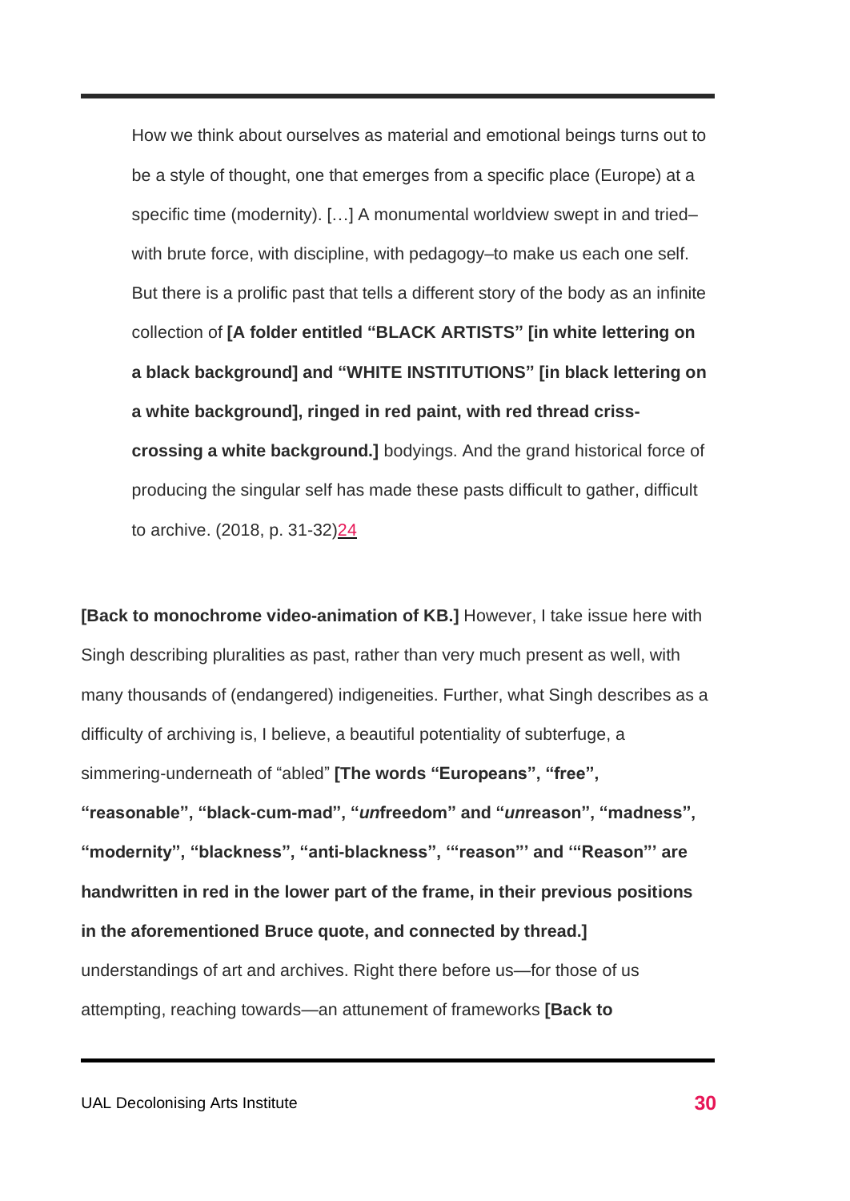> How we think about ourselves as material and emotional beings turns out to be a style of thought, one that emerges from a specific place (Europe) at a specific time (modernity). […] A monumental worldview swept in and tried–with brute force, with discipline, with pedagogy–to make us each one self. But there is a prolific past that tells a different story of the body as an infinite collection of **[A folder entitled “BLACK ARTISTS” [in white lettering on a black background] and “WHITE INSTITUTIONS” [in black lettering on a white background], ringed in red paint, with red thread criss-crossing a white background.]** bodyings. And the grand historical force of producing the singular self has made these pasts difficult to gather, difficult to archive. (2018, p. 31-32)24

**[Back to monochrome video-animation of KB.]** However, I take issue here with Singh describing pluralities as past, rather than very much present as well, with many thousands of (endangered) indigeneities. Further, what Singh describes as a difficulty of archiving is, I believe, a beautiful potentiality of subterfuge, a simmering-underneath of “abled” **[The words “Europeans”, “free”, “reasonable”, “black-cum-mad”, “*un*freedom” and “*un*reason”, “madness”, “modernity”, “blackness”, “anti-blackness”, ‘“reason”’ and ‘“Reason”’ are handwritten in red in the lower part of the frame, in their previous positions in the aforementioned Bruce quote, and connected by thread.]** understandings of art and archives. Right there before us—for those of us attempting, reaching towards—an attunement of frameworks **[Back to**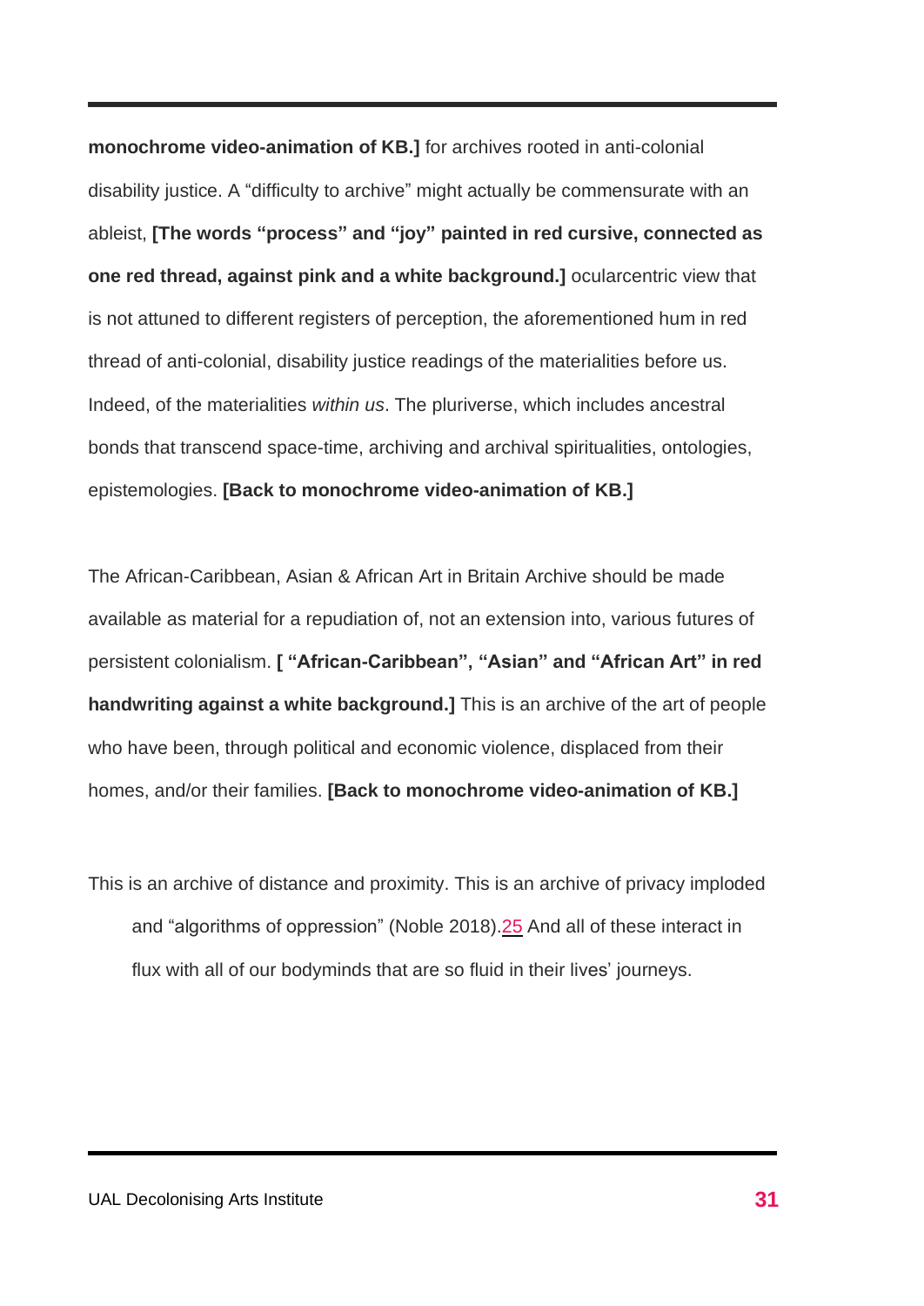**monochrome video-animation of KB.]** for archives rooted in anti-colonial disability justice. A “difficulty to archive” might actually be commensurate with an ableist, **[The words “process” and “joy” painted in red cursive, connected as one red thread, against pink and a white background.]** ocularcentric view that is not attuned to different registers of perception, the aforementioned hum in red thread of anti-colonial, disability justice readings of the materialities before us. Indeed, of the materialities *within us*. The pluriverse, which includes ancestral bonds that transcend space-time, archiving and archival spiritualities, ontologies, epistemologies. **[Back to monochrome video-animation of KB.]**

The African-Caribbean, Asian & African Art in Britain Archive should be made available as material for a repudiation of, not an extension into, various futures of persistent colonialism. **[ “African-Caribbean”, “Asian” and “African Art” in red handwriting against a white background.]** This is an archive of the art of people who have been, through political and economic violence, displaced from their homes, and/or their families. **[Back to monochrome video-animation of KB.]**

This is an archive of distance and proximity. This is an archive of privacy imploded and “algorithms of oppression” (Noble 2018).[25] And all of these interact in flux with all of our bodyminds that are so fluid in their lives’ journeys.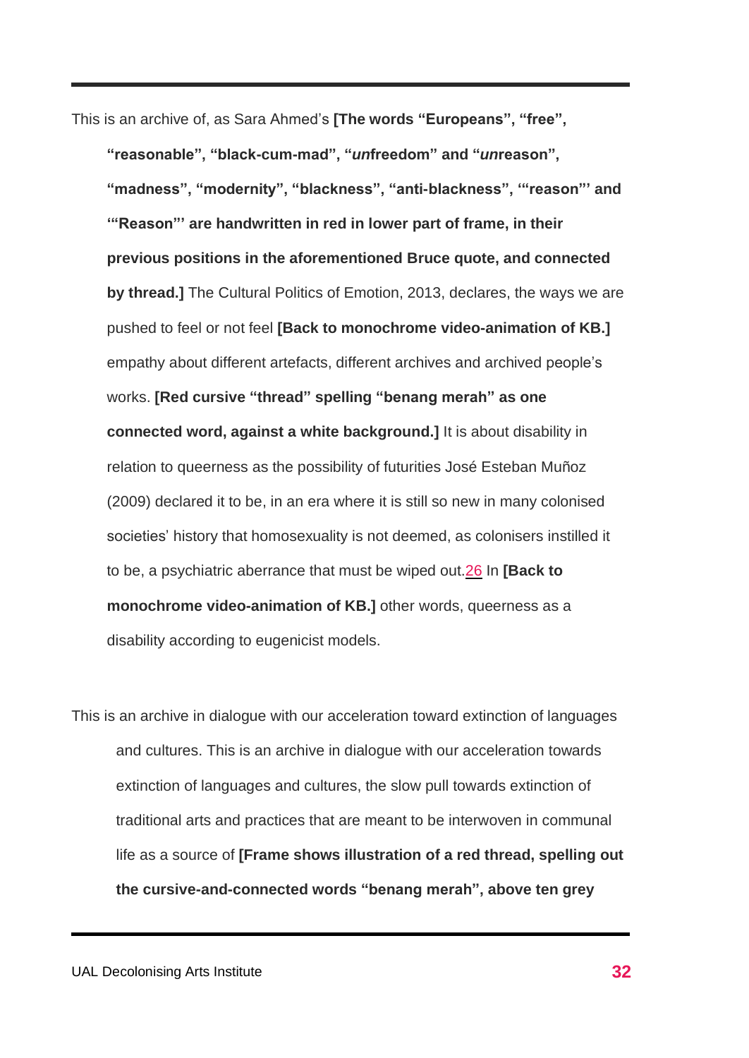This is an archive of, as Sara Ahmed’s **[The words “Europeans”, “free”, “reasonable”, “black-cum-mad”, “*un*freedom” and “*un*reason”, “madness”, “modernity”, “blackness”, “anti-blackness”, ‘“reason”’ and ‘“Reason”’ are handwritten in red in lower part of frame, in their previous positions in the aforementioned Bruce quote, and connected by thread.]** The Cultural Politics of Emotion, 2013, declares, the ways we are pushed to feel or not feel **[Back to monochrome video-animation of KB.]** empathy about different artefacts, different archives and archived people’s works. **[Red cursive “thread” spelling “benang merah” as one connected word, against a white background.]** It is about disability in relation to queerness as the possibility of futurities José Esteban Muñoz (2009) declared it to be, in an era where it is still so new in many colonised societies’ history that homosexuality is not deemed, as colonisers instilled it to be, a psychiatric aberrance that must be wiped out.[26] In **[Back to monochrome video-animation of KB.]** other words, queerness as a disability according to eugenicist models.

This is an archive in dialogue with our acceleration toward extinction of languages and cultures. This is an archive in dialogue with our acceleration towards extinction of languages and cultures, the slow pull towards extinction of traditional arts and practices that are meant to be interwoven in communal life as a source of **[Frame shows illustration of a red thread, spelling out the cursive-and-connected words “benang merah”, above ten grey**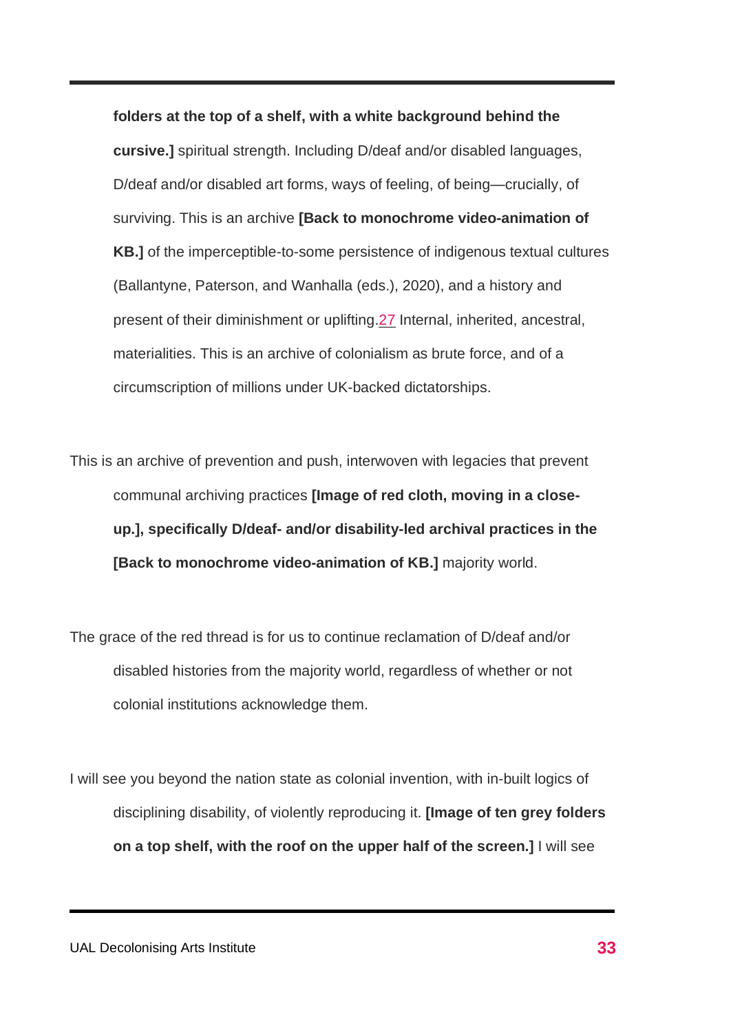**folders at the top of a shelf, with a white background behind the cursive.]** spiritual strength. Including D/deaf and/or disabled languages, D/deaf and/or disabled art forms, ways of feeling, of being—crucially, of surviving. This is an archive **[Back to monochrome video-animation of KB.]** of the imperceptible-to-some persistence of indigenous textual cultures (Ballantyne, Paterson, and Wanhalla (eds.), 2020), and a history and present of their diminishment or uplifting.[27] Internal, inherited, ancestral, materialities. This is an archive of colonialism as brute force, and of a circumscription of millions under UK-backed dictatorships.

This is an archive of prevention and push, interwoven with legacies that prevent communal archiving practices **[Image of red cloth, moving in a close-up.], specifically D/deaf- and/or disability-led archival practices in the [Back to monochrome video-animation of KB.]** majority world.

The grace of the red thread is for us to continue reclamation of D/deaf and/or disabled histories from the majority world, regardless of whether or not colonial institutions acknowledge them.

I will see you beyond the nation state as colonial invention, with in-built logics of disciplining disability, of violently reproducing it. **[Image of ten grey folders on a top shelf, with the roof on the upper half of the screen.]** I will see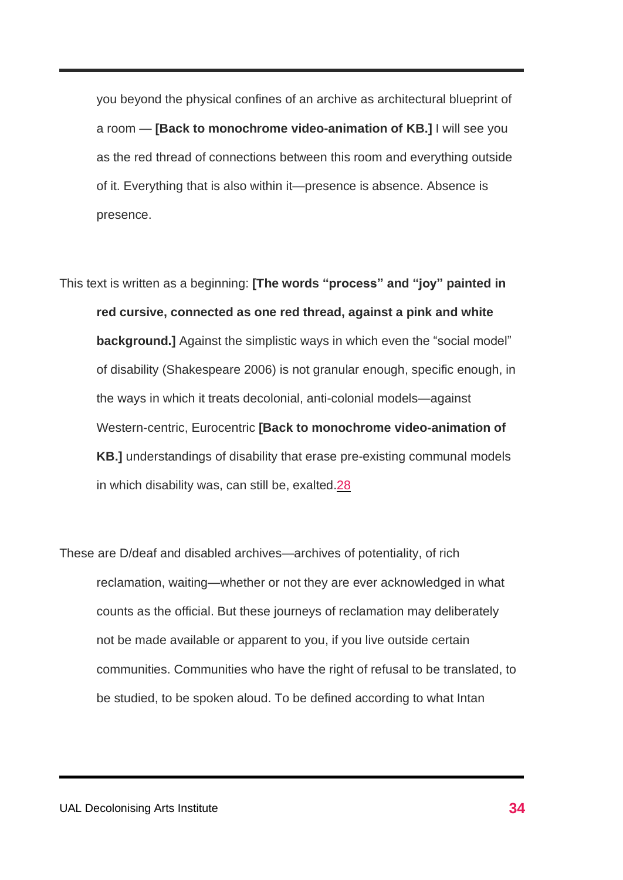you beyond the physical confines of an archive as architectural blueprint of a room — **[Back to monochrome video-animation of KB.]** I will see you as the red thread of connections between this room and everything outside of it. Everything that is also within it—presence is absence. Absence is presence.

This text is written as a beginning: **[The words "process" and "joy" painted in red cursive, connected as one red thread, against a pink and white background.]** Against the simplistic ways in which even the "social model" of disability (Shakespeare 2006) is not granular enough, specific enough, in the ways in which it treats decolonial, anti-colonial models—against Western-centric, Eurocentric **[Back to monochrome video-animation of KB.]** understandings of disability that erase pre-existing communal models in which disability was, can still be, exalted.[28]

These are D/deaf and disabled archives—archives of potentiality, of rich reclamation, waiting—whether or not they are ever acknowledged in what counts as the official. But these journeys of reclamation may deliberately not be made available or apparent to you, if you live outside certain communities. Communities who have the right of refusal to be translated, to be studied, to be spoken aloud. To be defined according to what Intan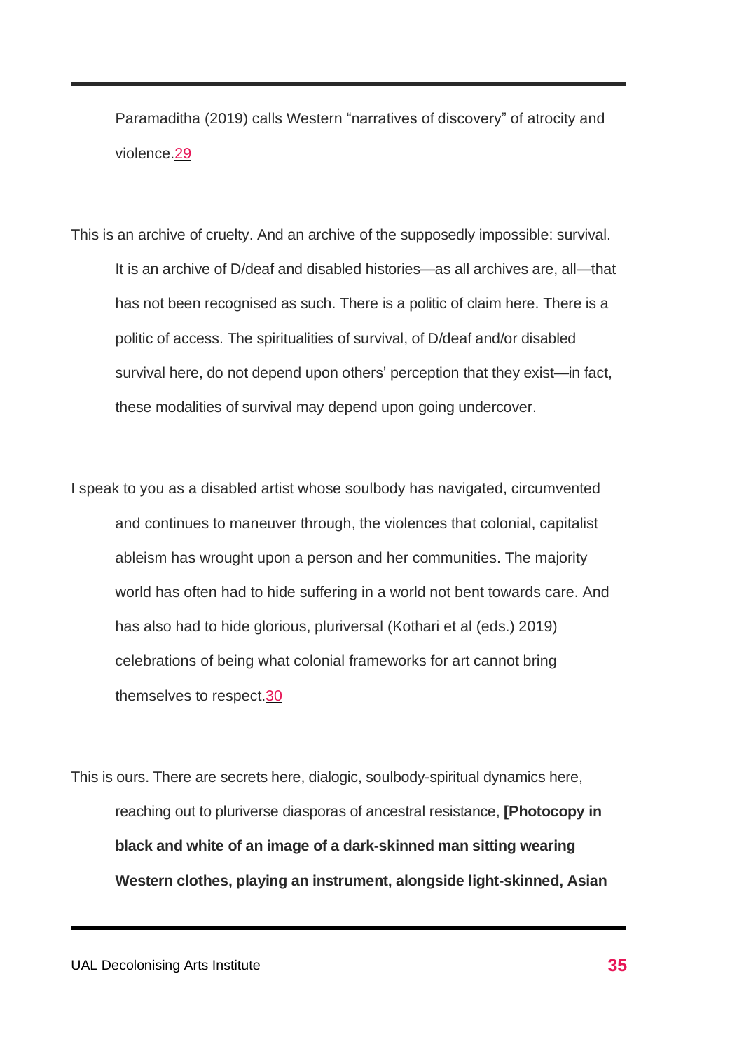Paramaditha (2019) calls Western "narratives of discovery" of atrocity and violence.[29]

This is an archive of cruelty. And an archive of the supposedly impossible: survival. It is an archive of D/deaf and disabled histories—as all archives are, all—that has not been recognised as such. There is a politic of claim here. There is a politic of access. The spiritualities of survival, of D/deaf and/or disabled survival here, do not depend upon others' perception that they exist—in fact, these modalities of survival may depend upon going undercover.

I speak to you as a disabled artist whose soulbody has navigated, circumvented and continues to maneuver through, the violences that colonial, capitalist ableism has wrought upon a person and her communities. The majority world has often had to hide suffering in a world not bent towards care. And has also had to hide glorious, pluriversal (Kothari et al (eds.) 2019) celebrations of being what colonial frameworks for art cannot bring themselves to respect.[30]

This is ours. There are secrets here, dialogic, soulbody-spiritual dynamics here, reaching out to pluriverse diasporas of ancestral resistance, **[Photocopy in black and white of an image of a dark-skinned man sitting wearing Western clothes, playing an instrument, alongside light-skinned, Asian**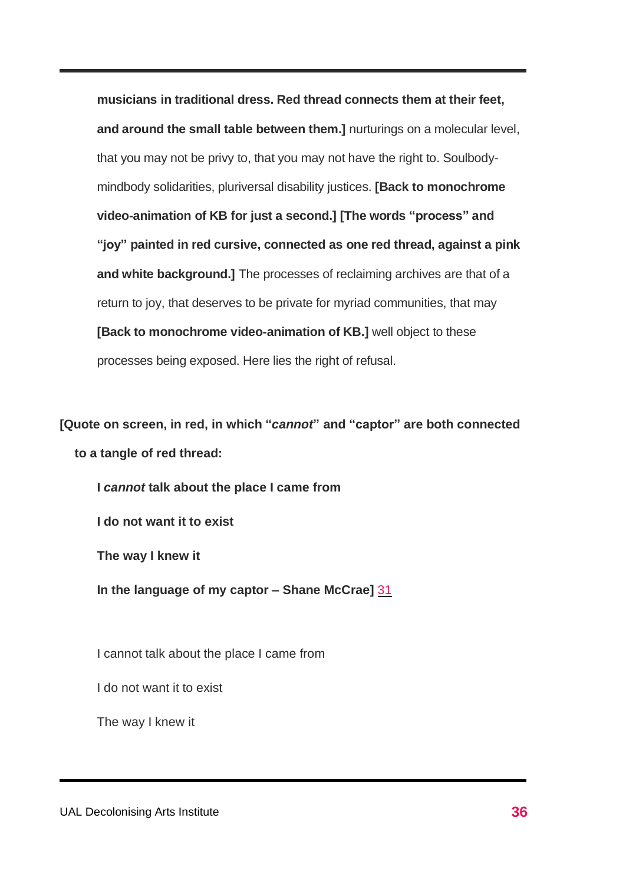**musicians in traditional dress. Red thread connects them at their feet, and around the small table between them.]** nurturings on a molecular level, that you may not be privy to, that you may not have the right to. Soulbody-mindbody solidarities, pluriversal disability justices. **[Back to monochrome video-animation of KB for just a second.] [The words "process" and "joy" painted in red cursive, connected as one red thread, against a pink and white background.]** The processes of reclaiming archives are that of a return to joy, that deserves to be private for myriad communities, that may **[Back to monochrome video-animation of KB.]** well object to these processes being exposed. Here lies the right of refusal.

**[Quote on screen, in red, in which "*cannot*" and "captor" are both connected to a tangle of red thread:**

**I *cannot* talk about the place I came from**

**I do not want it to exist**

**The way I knew it**

**In the language of my captor – Shane McCrae]** [31]

I cannot talk about the place I came from

I do not want it to exist

The way I knew it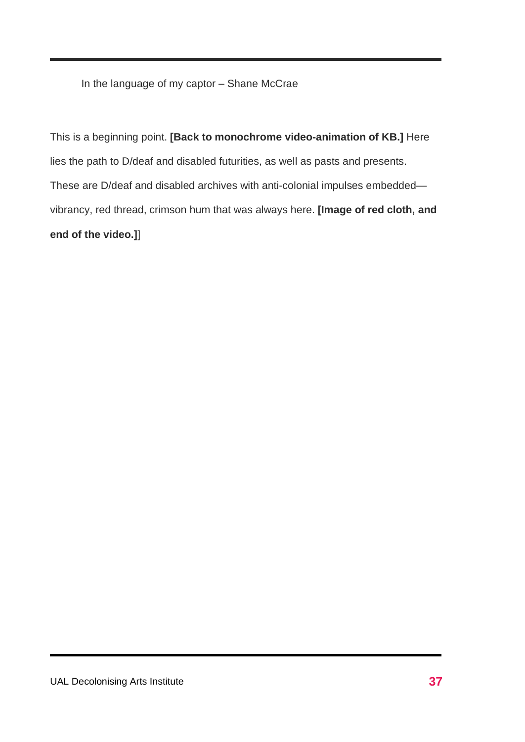In the language of my captor – Shane McCrae

This is a beginning point. **[Back to monochrome video-animation of KB.]** Here lies the path to D/deaf and disabled futurities, as well as pasts and presents. These are D/deaf and disabled archives with anti-colonial impulses embedded—vibrancy, red thread, crimson hum that was always here. **[Image of red cloth, and end of the video.]**]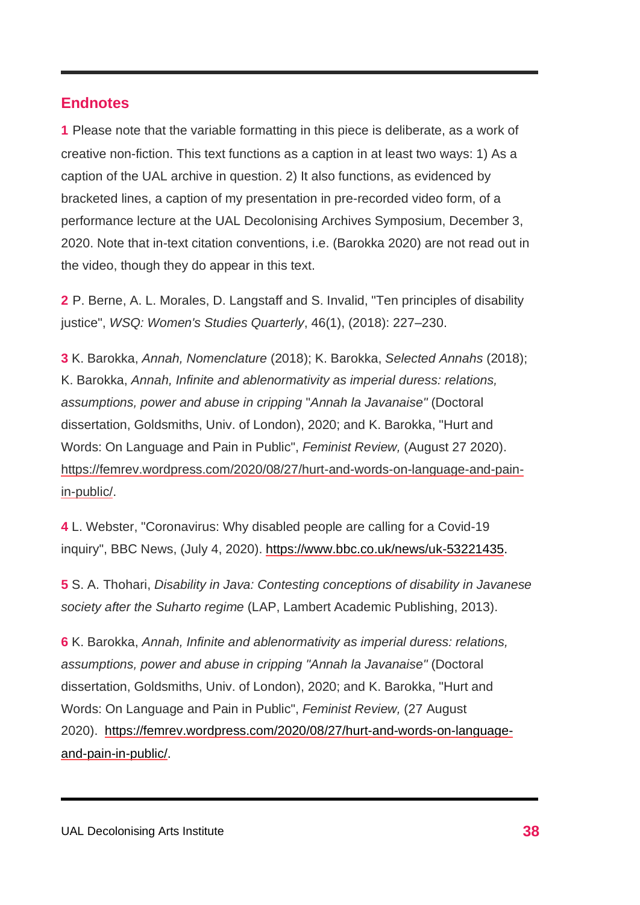## Endnotes

**1** Please note that the variable formatting in this piece is deliberate, as a work of creative non-fiction. This text functions as a caption in at least two ways: 1) As a caption of the UAL archive in question. 2) It also functions, as evidenced by bracketed lines, a caption of my presentation in pre-recorded video form, of a performance lecture at the UAL Decolonising Archives Symposium, December 3, 2020. Note that in-text citation conventions, i.e. (Barokka 2020) are not read out in the video, though they do appear in this text.

**2** P. Berne, A. L. Morales, D. Langstaff and S. Invalid, "Ten principles of disability justice", *WSQ: Women's Studies Quarterly*, 46(1), (2018): 227–230.

**3** K. Barokka, *Annah, Nomenclature* (2018); K. Barokka, *Selected Annahs* (2018); K. Barokka, *Annah, Infinite and ablenormativity as imperial duress: relations, assumptions, power and abuse in cripping* "*Annah la Javanaise"* (Doctoral dissertation, Goldsmiths, Univ. of London), 2020; and K. Barokka, "Hurt and Words: On Language and Pain in Public", *Feminist Review,* (August 27 2020). https://femrev.wordpress.com/2020/08/27/hurt-and-words-on-language-and-pain-in-public/.

**4** L. Webster, "Coronavirus: Why disabled people are calling for a Covid-19 inquiry", BBC News, (July 4, 2020). https://www.bbc.co.uk/news/uk-53221435.

**5** S. A. Thohari, *Disability in Java: Contesting conceptions of disability in Javanese society after the Suharto regime* (LAP, Lambert Academic Publishing, 2013).

**6** K. Barokka, *Annah, Infinite and ablenormativity as imperial duress: relations, assumptions, power and abuse in cripping "Annah la Javanaise"* (Doctoral dissertation, Goldsmiths, Univ. of London), 2020; and K. Barokka, "Hurt and Words: On Language and Pain in Public", *Feminist Review,* (27 August 2020). https://femrev.wordpress.com/2020/08/27/hurt-and-words-on-language-and-pain-in-public/.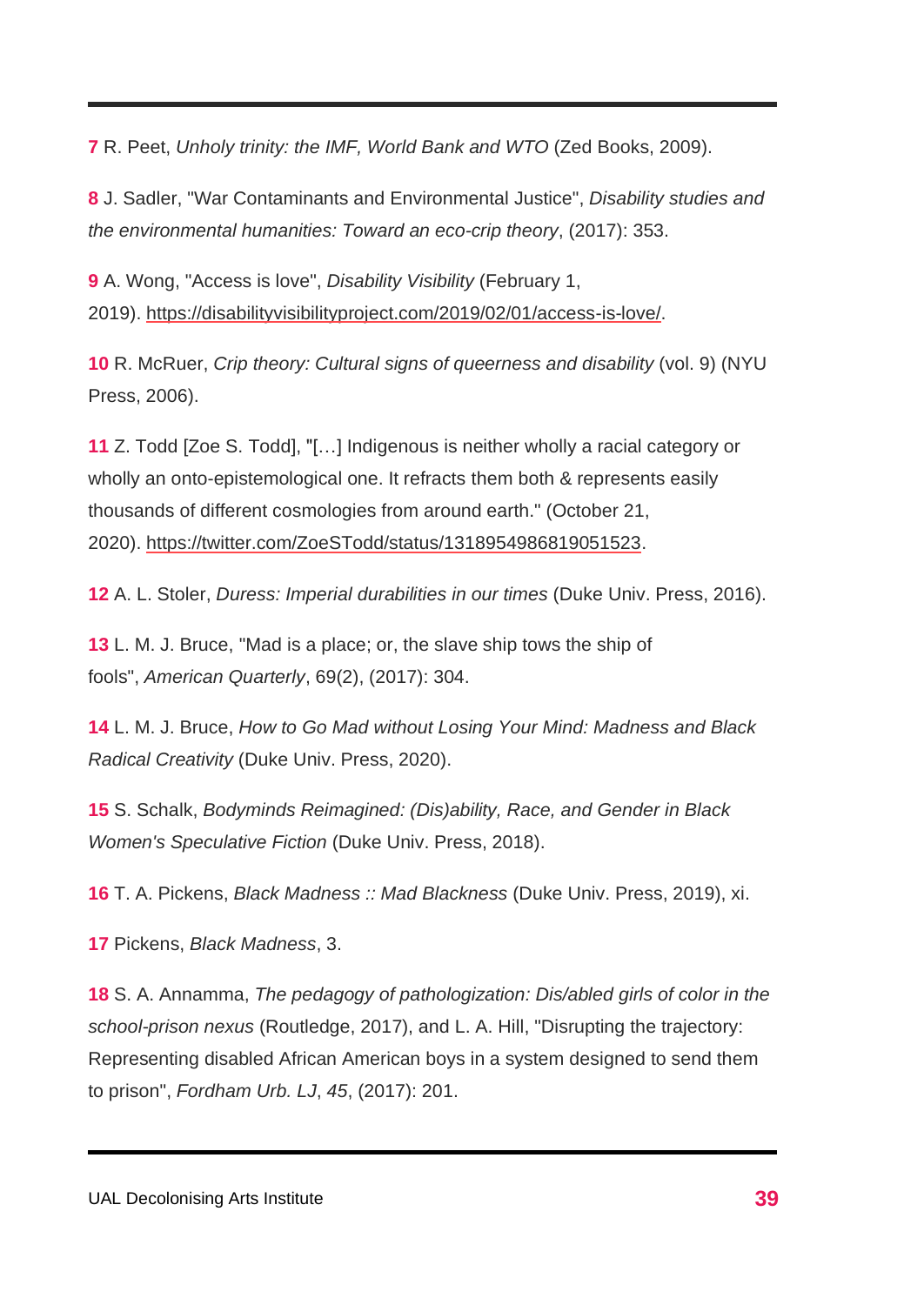7 R. Peet, *Unholy trinity: the IMF, World Bank and WTO* (Zed Books, 2009).

8 J. Sadler, "War Contaminants and Environmental Justice", *Disability studies and the environmental humanities: Toward an eco-crip theory*, (2017): 353.

9 A. Wong, "Access is love", *Disability Visibility* (February 1, 2019). https://disabilityvisibilityproject.com/2019/02/01/access-is-love/.

10 R. McRuer, *Crip theory: Cultural signs of queerness and disability* (vol. 9) (NYU Press, 2006).

11 Z. Todd [Zoe S. Todd], "[…] Indigenous is neither wholly a racial category or wholly an onto-epistemological one. It refracts them both & represents easily thousands of different cosmologies from around earth." (October 21, 2020). https://twitter.com/ZoeSTodd/status/1318954986819051523.

12 A. L. Stoler, *Duress: Imperial durabilities in our times* (Duke Univ. Press, 2016).

13 L. M. J. Bruce, "Mad is a place; or, the slave ship tows the ship of fools", *American Quarterly*, 69(2), (2017): 304.

14 L. M. J. Bruce, *How to Go Mad without Losing Your Mind: Madness and Black Radical Creativity* (Duke Univ. Press, 2020).

15 S. Schalk, *Bodyminds Reimagined: (Dis)ability, Race, and Gender in Black Women's Speculative Fiction* (Duke Univ. Press, 2018).

16 T. A. Pickens, *Black Madness :: Mad Blackness* (Duke Univ. Press, 2019), xi.

17 Pickens, *Black Madness*, 3.

18 S. A. Annamma, *The pedagogy of pathologization: Dis/abled girls of color in the school-prison nexus* (Routledge, 2017), and L. A. Hill, "Disrupting the trajectory: Representing disabled African American boys in a system designed to send them to prison", *Fordham Urb. LJ*, *45*, (2017): 201.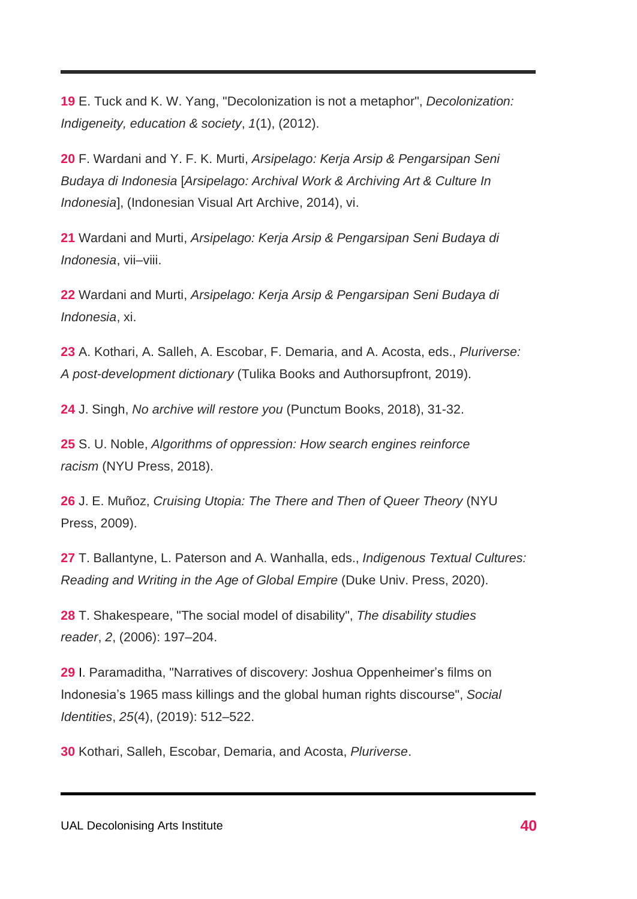**19** E. Tuck and K. W. Yang, "Decolonization is not a metaphor", *Decolonization: Indigeneity, education & society*, *1*(1), (2012).

**20** F. Wardani and Y. F. K. Murti, *Arsipelago: Kerja Arsip & Pengarsipan Seni Budaya di Indonesia* [*Arsipelago: Archival Work & Archiving Art & Culture In Indonesia*], (Indonesian Visual Art Archive, 2014), vi.

**21** Wardani and Murti, *Arsipelago: Kerja Arsip & Pengarsipan Seni Budaya di Indonesia*, vii–viii.

**22** Wardani and Murti, *Arsipelago: Kerja Arsip & Pengarsipan Seni Budaya di Indonesia*, xi.

**23** A. Kothari, A. Salleh, A. Escobar, F. Demaria, and A. Acosta, eds., *Pluriverse: A post-development dictionary* (Tulika Books and Authorsupfront, 2019).

**24** J. Singh, *No archive will restore you* (Punctum Books, 2018), 31-32.

**25** S. U. Noble, *Algorithms of oppression: How search engines reinforce racism* (NYU Press, 2018).

**26** J. E. Muñoz, *Cruising Utopia: The There and Then of Queer Theory* (NYU Press, 2009).

**27** T. Ballantyne, L. Paterson and A. Wanhalla, eds., *Indigenous Textual Cultures: Reading and Writing in the Age of Global Empire* (Duke Univ. Press, 2020).

**28** T. Shakespeare, "The social model of disability", *The disability studies reader*, *2*, (2006): 197–204.

**29** I. Paramaditha, "Narratives of discovery: Joshua Oppenheimer's films on Indonesia's 1965 mass killings and the global human rights discourse", *Social Identities*, *25*(4), (2019): 512–522.

**30** Kothari, Salleh, Escobar, Demaria, and Acosta, *Pluriverse*.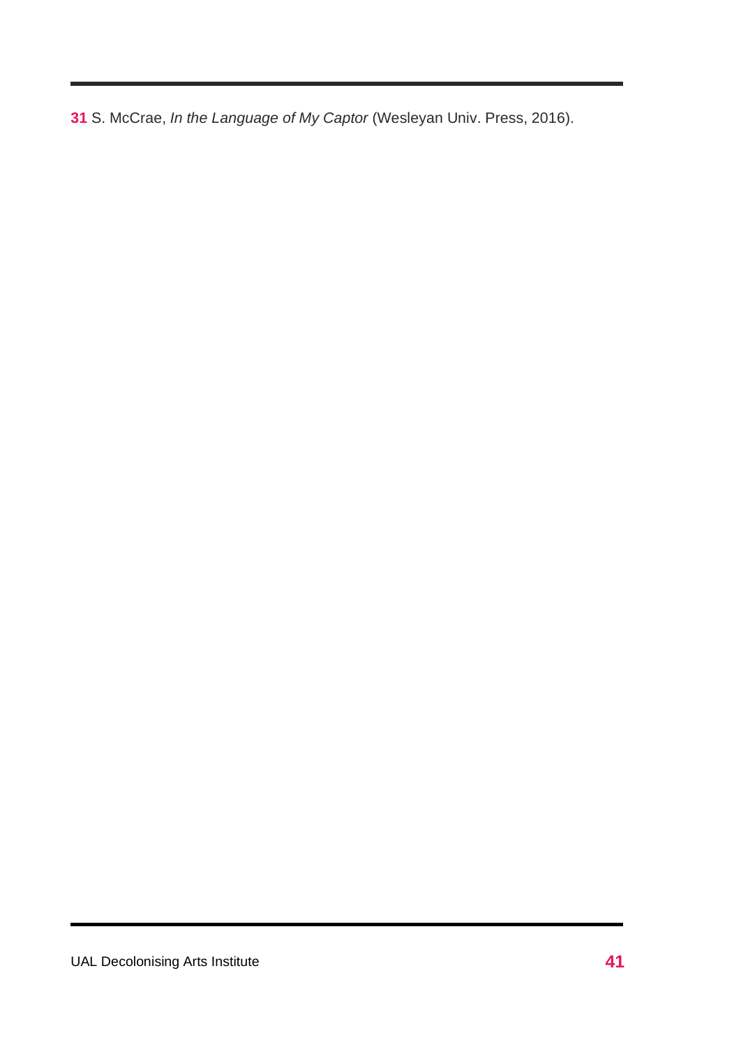31 S. McCrae, *In the Language of My Captor* (Wesleyan Univ. Press, 2016).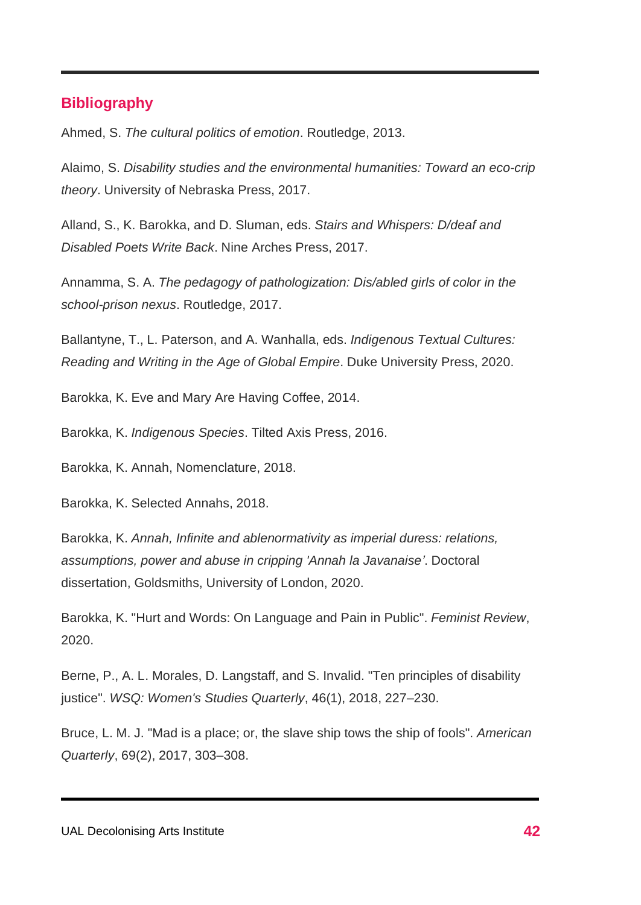## Bibliography

Ahmed, S. *The cultural politics of emotion*. Routledge, 2013.

Alaimo, S. *Disability studies and the environmental humanities: Toward an eco-crip theory*. University of Nebraska Press, 2017.

Alland, S., K. Barokka, and D. Sluman, eds. *Stairs and Whispers: D/deaf and Disabled Poets Write Back*. Nine Arches Press, 2017.

Annamma, S. A. *The pedagogy of pathologization: Dis/abled girls of color in the school-prison nexus*. Routledge, 2017.

Ballantyne, T., L. Paterson, and A. Wanhalla, eds. *Indigenous Textual Cultures: Reading and Writing in the Age of Global Empire*. Duke University Press, 2020.

Barokka, K. Eve and Mary Are Having Coffee, 2014.

Barokka, K. *Indigenous Species*. Tilted Axis Press, 2016.

Barokka, K. Annah, Nomenclature, 2018.

Barokka, K. Selected Annahs, 2018.

Barokka, K. *Annah, Infinite and ablenormativity as imperial duress: relations, assumptions, power and abuse in cripping 'Annah la Javanaise'*. Doctoral dissertation, Goldsmiths, University of London, 2020.

Barokka, K. "Hurt and Words: On Language and Pain in Public". *Feminist Review*, 2020.

Berne, P., A. L. Morales, D. Langstaff, and S. Invalid. "Ten principles of disability justice". *WSQ: Women's Studies Quarterly*, 46(1), 2018, 227–230.

Bruce, L. M. J. "Mad is a place; or, the slave ship tows the ship of fools". *American Quarterly*, 69(2), 2017, 303–308.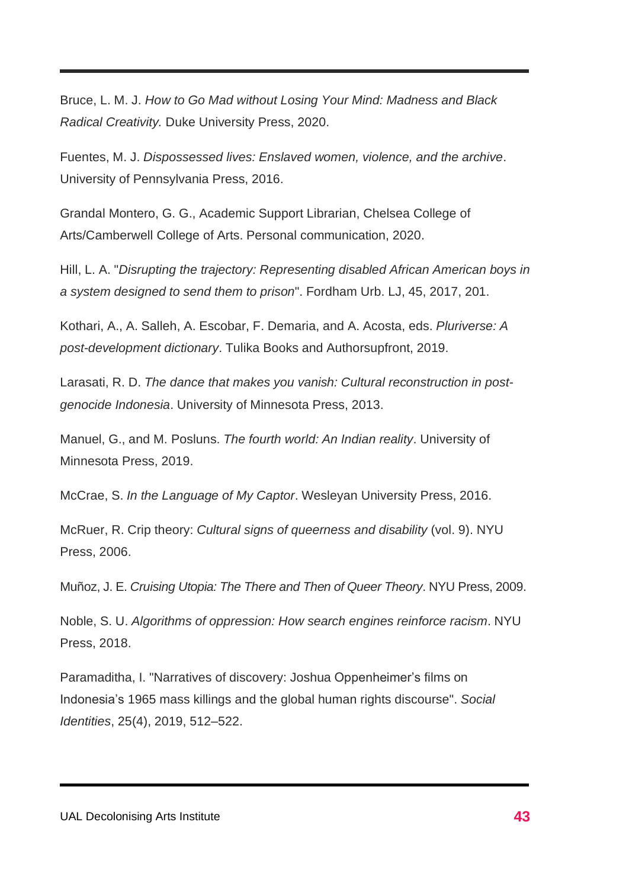Bruce, L. M. J. *How to Go Mad without Losing Your Mind: Madness and Black Radical Creativity.* Duke University Press, 2020.

Fuentes, M. J. *Dispossessed lives: Enslaved women, violence, and the archive*. University of Pennsylvania Press, 2016.

Grandal Montero, G. G., Academic Support Librarian, Chelsea College of Arts/Camberwell College of Arts. Personal communication, 2020.

Hill, L. A. "*Disrupting the trajectory: Representing disabled African American boys in a system designed to send them to prison*". Fordham Urb. LJ, 45, 2017, 201.

Kothari, A., A. Salleh, A. Escobar, F. Demaria, and A. Acosta, eds. *Pluriverse: A post-development dictionary*. Tulika Books and Authorsupfront, 2019.

Larasati, R. D. *The dance that makes you vanish: Cultural reconstruction in post-genocide Indonesia*. University of Minnesota Press, 2013.

Manuel, G., and M. Posluns. *The fourth world: An Indian reality*. University of Minnesota Press, 2019.

McCrae, S. *In the Language of My Captor*. Wesleyan University Press, 2016.

McRuer, R. Crip theory: *Cultural signs of queerness and disability* (vol. 9). NYU Press, 2006.

Muñoz, J. E. *Cruising Utopia: The There and Then of Queer Theory*. NYU Press, 2009.

Noble, S. U. *Algorithms of oppression: How search engines reinforce racism*. NYU Press, 2018.

Paramaditha, I. "Narratives of discovery: Joshua Oppenheimer's films on Indonesia's 1965 mass killings and the global human rights discourse". *Social Identities*, 25(4), 2019, 512–522.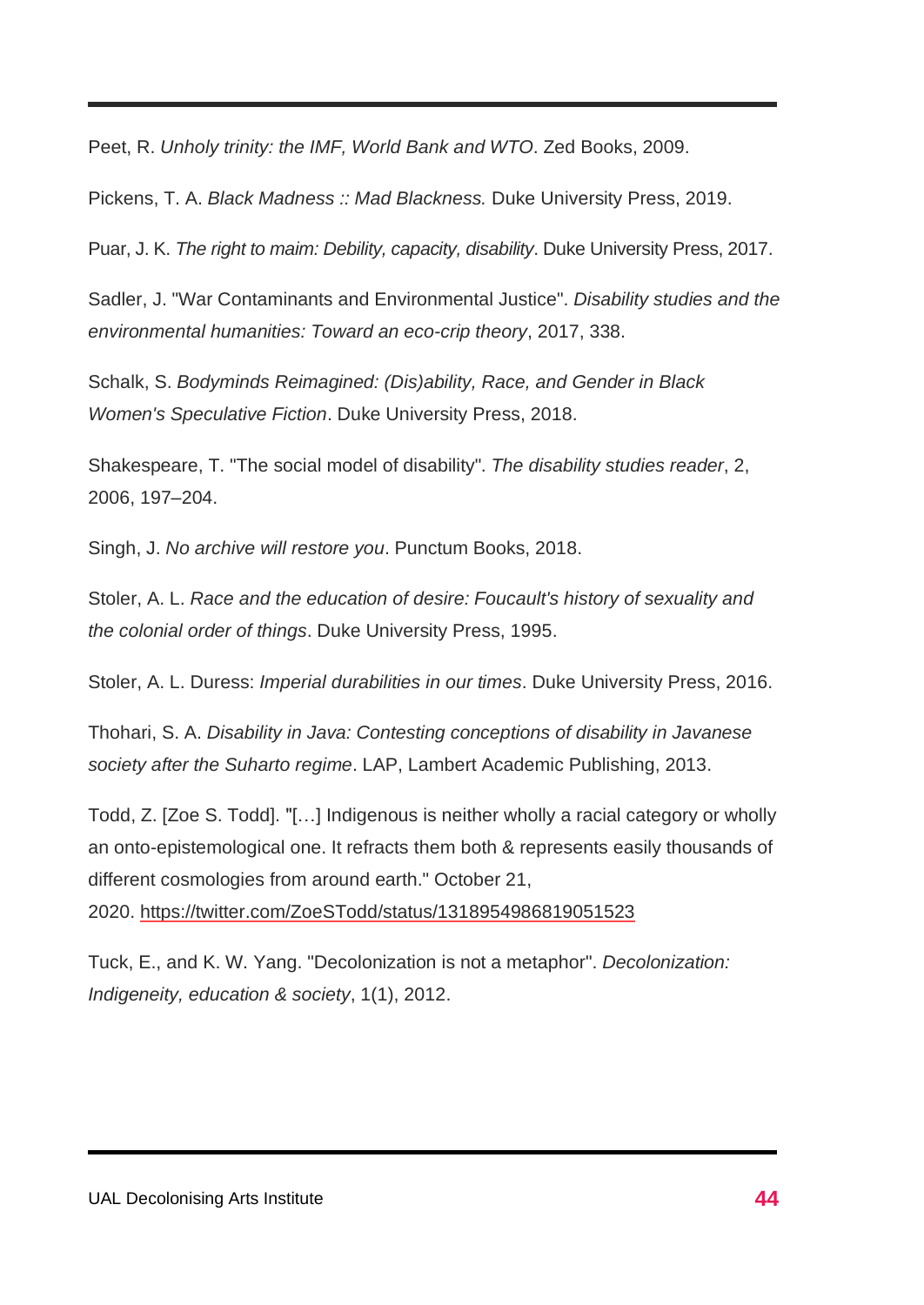Peet, R. *Unholy trinity: the IMF, World Bank and WTO*. Zed Books, 2009.

Pickens, T. A. *Black Madness :: Mad Blackness.* Duke University Press, 2019.

Puar, J. K. *The right to maim: Debility, capacity, disability*. Duke University Press, 2017.

Sadler, J. "War Contaminants and Environmental Justice". *Disability studies and the environmental humanities: Toward an eco-crip theory*, 2017, 338.

Schalk, S. *Bodyminds Reimagined: (Dis)ability, Race, and Gender in Black Women's Speculative Fiction*. Duke University Press, 2018.

Shakespeare, T. "The social model of disability". *The disability studies reader*, 2, 2006, 197–204.

Singh, J. *No archive will restore you*. Punctum Books, 2018.

Stoler, A. L. *Race and the education of desire: Foucault's history of sexuality and the colonial order of things*. Duke University Press, 1995.

Stoler, A. L. Duress: *Imperial durabilities in our times*. Duke University Press, 2016.

Thohari, S. A. *Disability in Java: Contesting conceptions of disability in Javanese society after the Suharto regime*. LAP, Lambert Academic Publishing, 2013.

Todd, Z. [Zoe S. Todd]. "[…] Indigenous is neither wholly a racial category or wholly an onto-epistemological one. It refracts them both & represents easily thousands of different cosmologies from around earth." October 21, 2020. https://twitter.com/ZoeSTodd/status/1318954986819051523

Tuck, E., and K. W. Yang. "Decolonization is not a metaphor". *Decolonization: Indigeneity, education & society*, 1(1), 2012.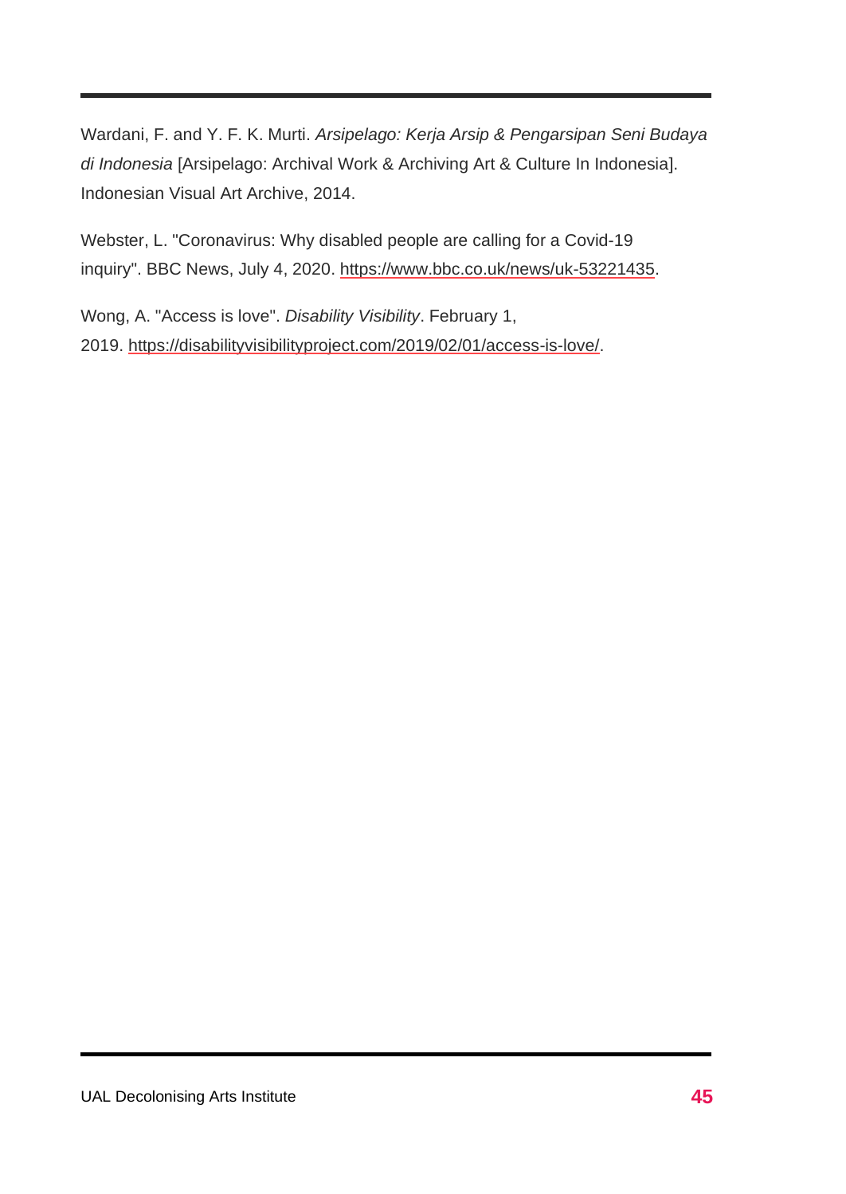Wardani, F. and Y. F. K. Murti. *Arsipelago: Kerja Arsip & Pengarsipan Seni Budaya di Indonesia* [Arsipelago: Archival Work & Archiving Art & Culture In Indonesia]. Indonesian Visual Art Archive, 2014.

Webster, L. "Coronavirus: Why disabled people are calling for a Covid-19 inquiry". BBC News, July 4, 2020. https://www.bbc.co.uk/news/uk-53221435.

Wong, A. "Access is love". *Disability Visibility*. February 1, 2019. https://disabilityvisibilityproject.com/2019/02/01/access-is-love/.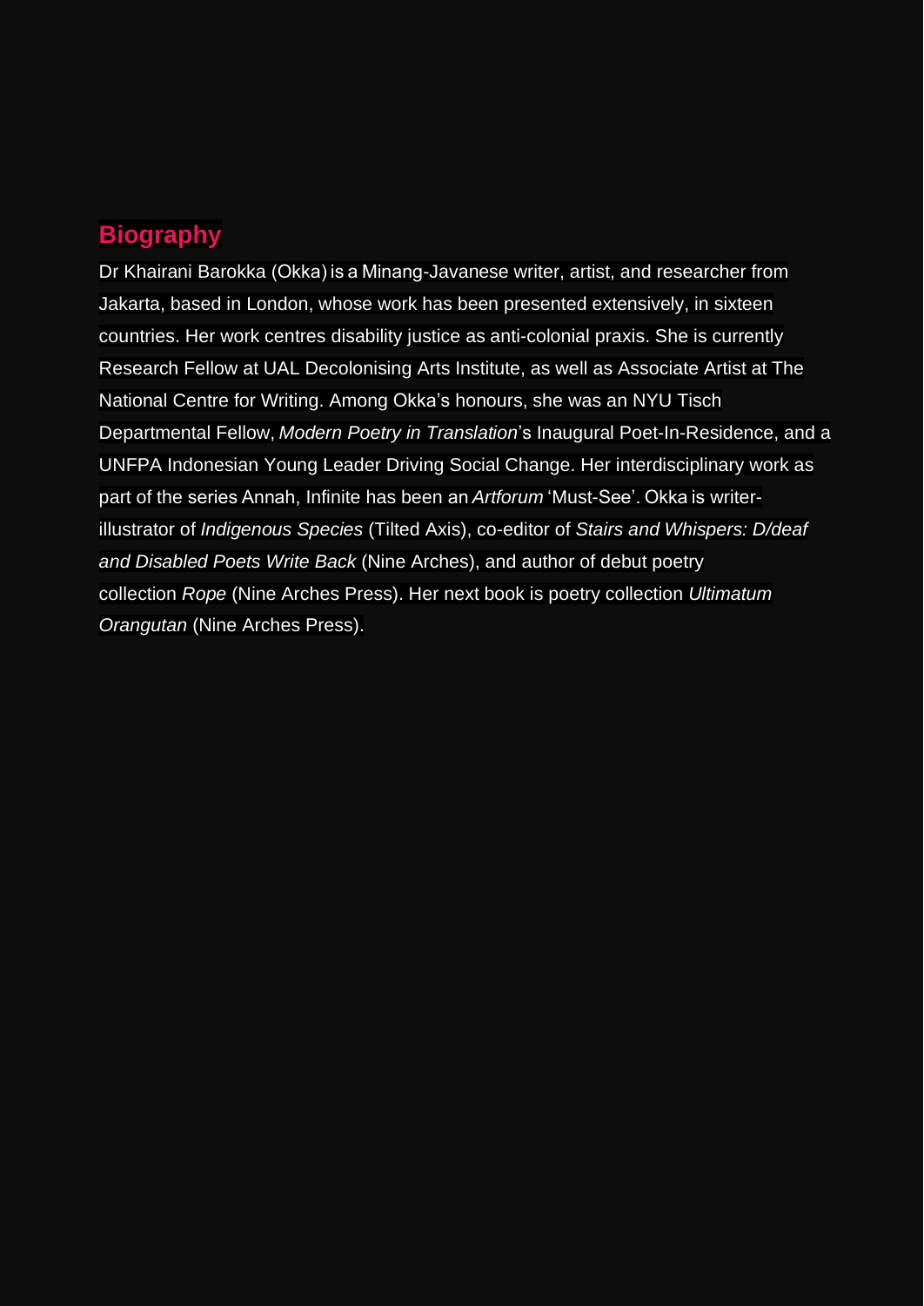## Biography

Dr Khairani Barokka (Okka) is a Minang-Javanese writer, artist, and researcher from Jakarta, based in London, whose work has been presented extensively, in sixteen countries. Her work centres disability justice as anti-colonial praxis. She is currently Research Fellow at UAL Decolonising Arts Institute, as well as Associate Artist at The National Centre for Writing. Among Okka's honours, she was an NYU Tisch Departmental Fellow, *Modern Poetry in Translation*'s Inaugural Poet-In-Residence, and a UNFPA Indonesian Young Leader Driving Social Change. Her interdisciplinary work as part of the series Annah, Infinite has been an *Artforum* 'Must-See'. Okka is writer-illustrator of *Indigenous Species* (Tilted Axis), co-editor of *Stairs and Whispers: D/deaf and Disabled Poets Write Back* (Nine Arches), and author of debut poetry collection *Rope* (Nine Arches Press). Her next book is poetry collection *Ultimatum Orangutan* (Nine Arches Press).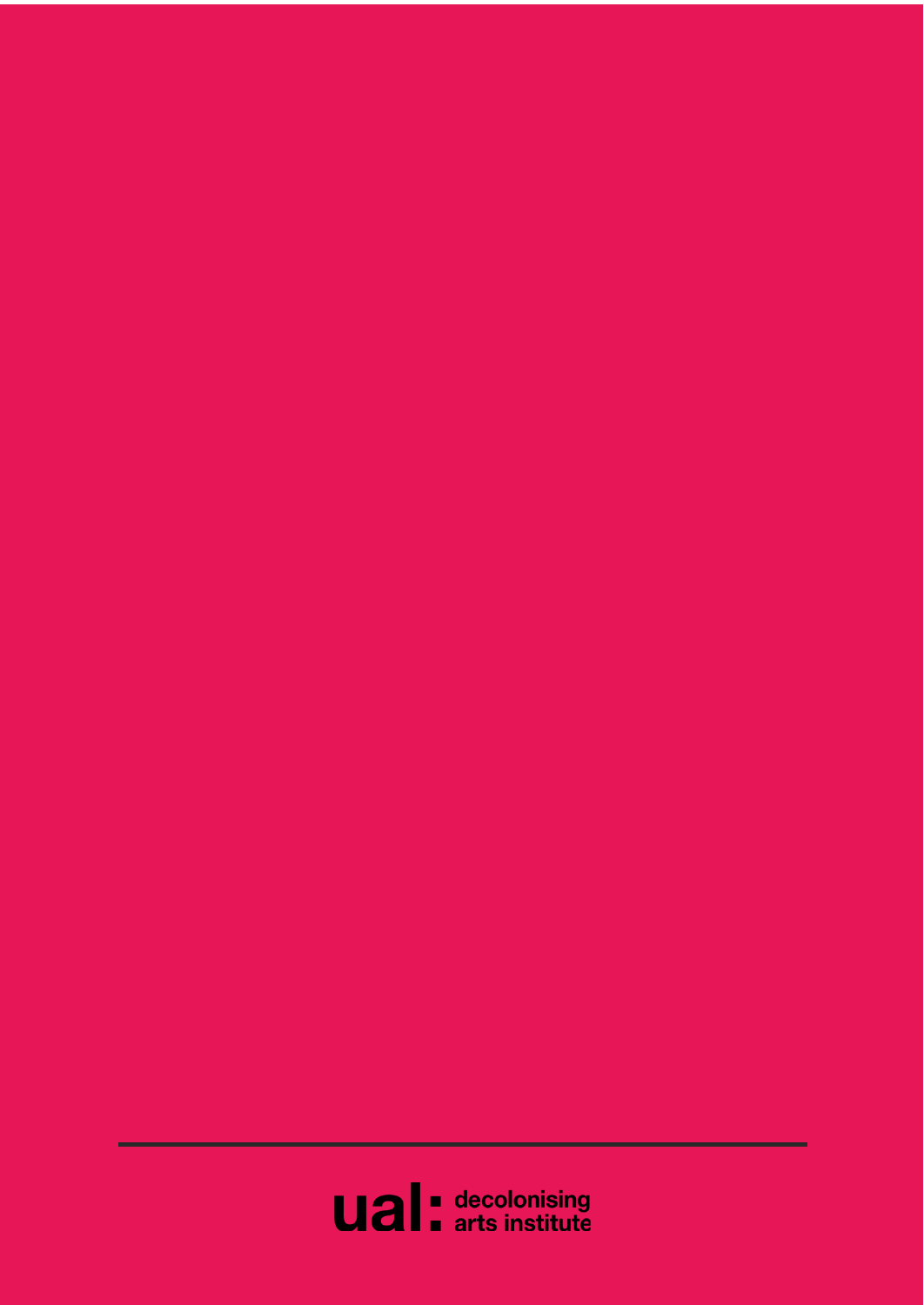ual: decolonising arts institute